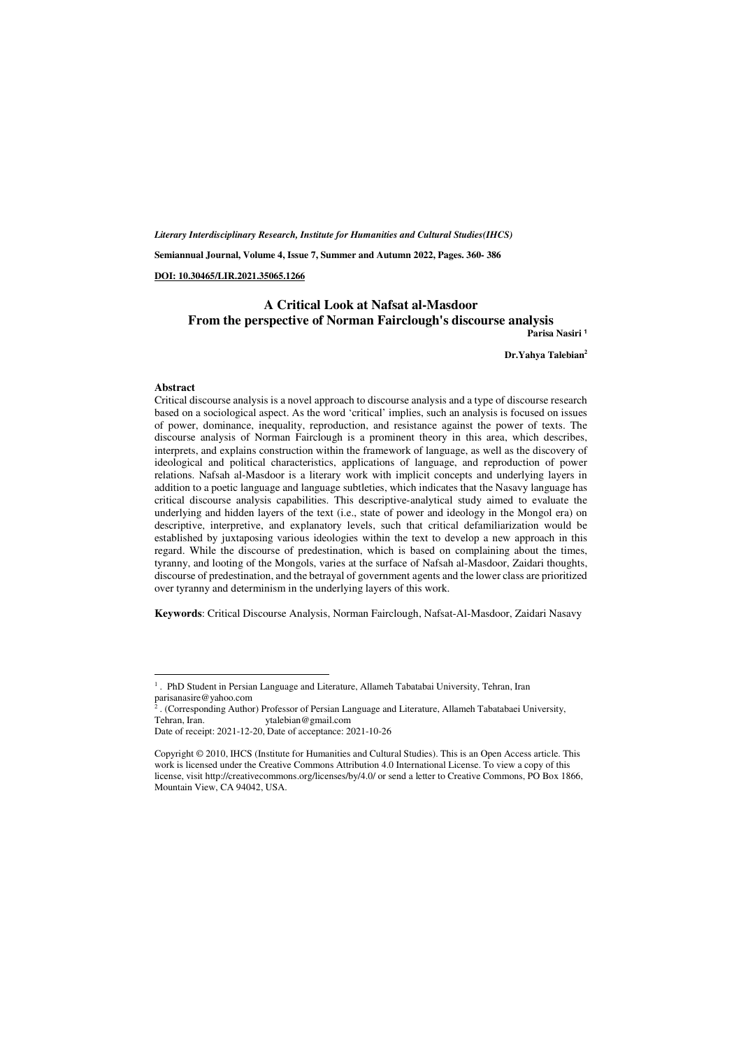*Literary Interdisciplinary Research, Institute for Humanities and Cultural Studies(IHCS)*

**Semiannual Journal, Volume 4, Issue 7, Summer and Autumn 2022, Pages. 360- 386**

**DOI: 10.30465/LIR.2021.35065.1266**

# A Critical Look at Nafsat al-Masdoor From the perspective of Norman Fairclough's discourse analysis

**Parisa Nasiri [1]**

**Dr.Yahya Talebian[2]**

## Abstract

Critical discourse analysis is a novel approach to discourse analysis and a type of discourse research based on a sociological aspect. As the word 'critical' implies, such an analysis is focused on issues of power, dominance, inequality, reproduction, and resistance against the power of texts. The discourse analysis of Norman Fairclough is a prominent theory in this area, which describes, interprets, and explains construction within the framework of language, as well as the discovery of ideological and political characteristics, applications of language, and reproduction of power relations. Nafsah al-Masdoor is a literary work with implicit concepts and underlying layers in addition to a poetic language and language subtleties, which indicates that the Nasavy language has critical discourse analysis capabilities. This descriptive-analytical study aimed to evaluate the underlying and hidden layers of the text (i.e., state of power and ideology in the Mongol era) on descriptive, interpretive, and explanatory levels, such that critical defamiliarization would be established by juxtaposing various ideologies within the text to develop a new approach in this regard. While the discourse of predestination, which is based on complaining about the times, tyranny, and looting of the Mongols, varies at the surface of Nafsah al-Masdoor, Zaidari thoughts, discourse of predestination, and the betrayal of government agents and the lower class are prioritized over tyranny and determinism in the underlying layers of this work.

**Keywords**: Critical Discourse Analysis, Norman Fairclough, Nafsat-Al-Masdoor, Zaidari Nasavy

---

[1] . PhD Student in Persian Language and Literature, Allameh Tabatabai University, Tehran, Iran parisanasire@yahoo.com

[2] . (Corresponding Author) Professor of Persian Language and Literature, Allameh Tabatabaei University, Tehran, Iran. ytalebian@gmail.com

Date of receipt: 2021-12-20, Date of acceptance: 2021-10-26

Copyright © 2010, IHCS (Institute for Humanities and Cultural Studies). This is an Open Access article. This work is licensed under the Creative Commons Attribution 4.0 International License. To view a copy of this license, visit http://creativecommons.org/licenses/by/4.0/ or send a letter to Creative Commons, PO Box 1866, Mountain View, CA 94042, USA.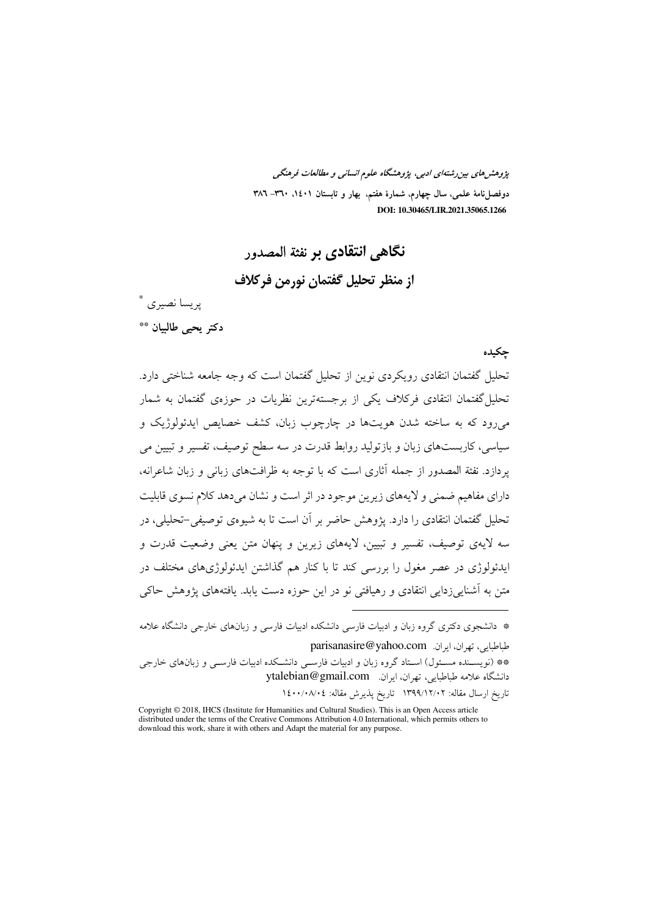# نگاهی انتقادی بر نفثة المصدور از منظر تحلیل گفتمان نورمن فرکلاف

پریسا نصیری *

**دکتر یحیی طالبیان** **

## چکیده

تحلیل گفتمان انتقادی رویکردی نوین از تحلیل گفتمان است که وجه جامعه شناختی دارد. تحلیل‌گفتمان انتقادی فرکلاف یکی از برجسته‌ترین نظریات در حوزه‌ی گفتمان به شمار می‌رود که به ساخته شدن هویت‌ها در چارچوب زبان، کشف خصایص ایدئولوژیک و سیاسی، کاربست‌های زبان و بازتولید روابط قدرت در سه سطح توصیف، تفسیر و تبیین می پردازد. نفثة المصدور از جمله آثاری است که با توجه به ظرافت‌های زبانی و زبان شاعرانه، دارای مفاهیم ضمنی و لایه‌های زیرین موجود در اثر است و نشان می‌دهد کلام نسوی قابلیت تحلیل گفتمان انتقادی را دارد. پژوهش حاضر بر آن است تا به شیوه‌ی توصیفی-تحلیلی، در سه لایه‌ی توصیف، تفسیر و تبیین، لایه‌های زیرین و پنهان متن یعنی وضعیت قدرت و ایدئولوژی در عصر مغول را بررسی کند تا با کنار هم گذاشتن ایدئولوژی‌های مختلف در متن به آشنایی‌زدایی انتقادی و رهیافتی نو در این حوزه دست یابد. یافته‌های پژوهش حاکی

---

* دانشجوی دکتری گروه زبان و ادبیات فارسی دانشکده ادبیات فارسی و زبان‌های خارجی دانشگاه علامه طباطبایی، تهران، ایران. parisanasire@yahoo.com

** (نویسنده مسئول) استاد گروه زبان و ادبیات فارسی دانشکده ادبیات فارسی و زبان‌های خارجی دانشگاه علامه طباطبایی، تهران، ایران. ytalebian@gmail.com

تاریخ ارسال مقاله: ۱۳۹۹/۱۲/۰۲ تاریخ پذیرش مقاله: ۱۴۰۰/۰۸/۰۴

Copyright © 2018, IHCS (Institute for Humanities and Cultural Studies). This is an Open Access article distributed under the terms of the Creative Commons Attribution 4.0 International, which permits others to download this work, share it with others and Adapt the material for any purpose.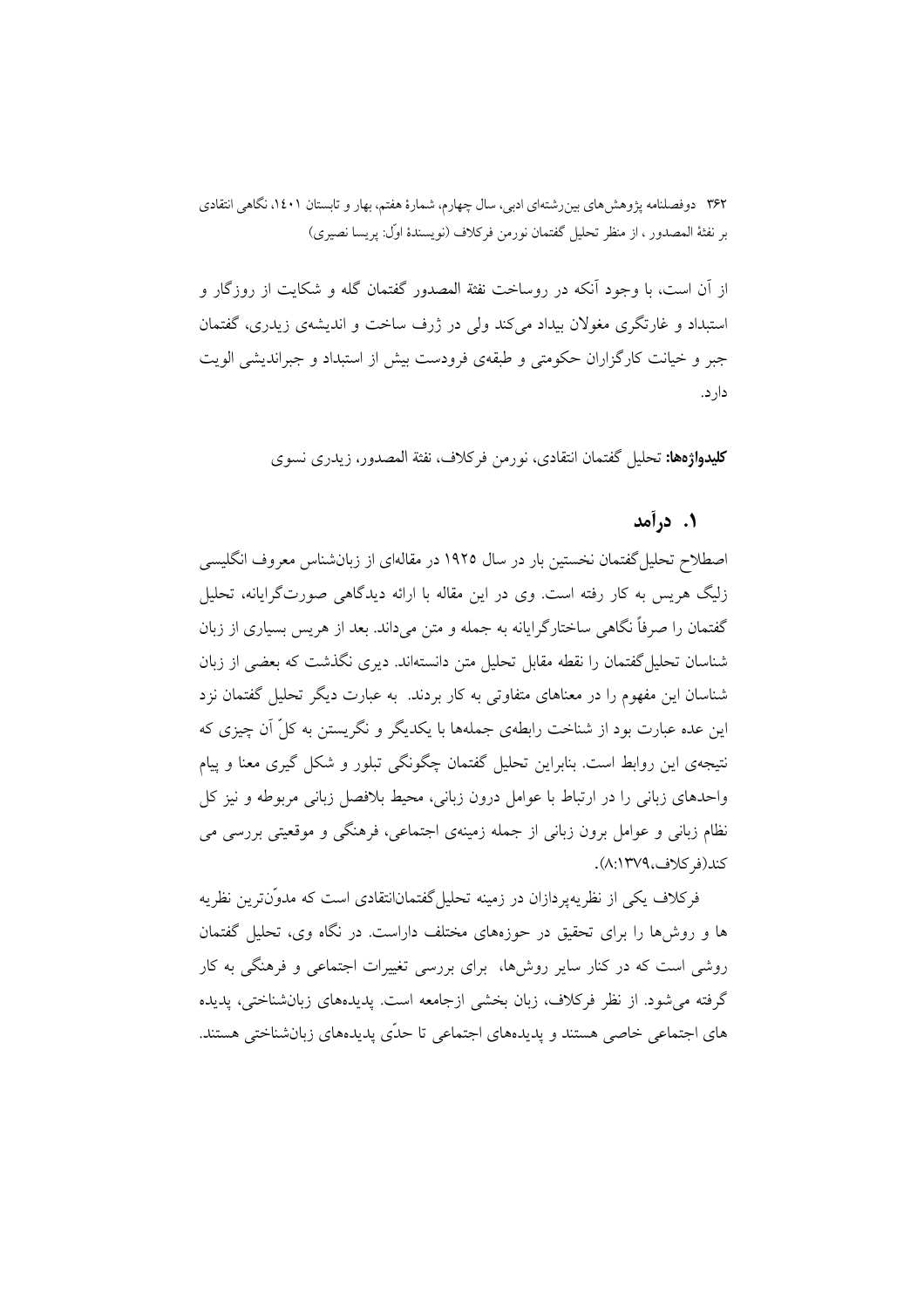از آن است، با وجود آنکه در روساخت نفثة المصدور گفتمان گله و شکایت از روزگار و استبداد و غارتگری مغولان بیداد می‌کند ولی در ژرف ساخت و اندیشه‌ی زیدری، گفتمان جبر و خیانت کارگزاران حکومتی و طبقه‌ی فرودست بیش از استبداد و جبراندیشی الویت دارد.

**کلیدواژه‌ها:** تحلیل گفتمان انتقادی، نورمن فرکلاف، نفثة المصدور، زیدری نسوی

## ۱. درآمد

اصطلاح تحلیل‌گفتمان نخستین بار در سال ۱۹۲۵ در مقاله‌ای از زبان‌شناس معروف انگلیسی زلیگ هریس به کار رفته است. وی در این مقاله با ارائه دیدگاهی صورت‌گرایانه، تحلیل گفتمان را صرفاً نگاهی ساختارگرایانه به جمله و متن می‌داند. بعد از هریس بسیاری از زبان شناسان تحلیل‌گفتمان را نقطه مقابل تحلیل متن دانسته‌اند. دیری نگذشت که بعضی از زبان شناسان این مفهوم را در معناهای متفاوتی به کار بردند. به عبارت دیگر تحلیل گفتمان نزد این عده عبارت بود از شناخت رابطه‌ی جمله‌ها با یکدیگر و نگریستن به کلّ آن چیزی که نتیجه‌ی این روابط است. بنابراین تحلیل گفتمان چگونگی تبلور و شکل گیری معنا و پیام واحدهای زبانی را در ارتباط با عوامل درون زبانی، محیط بلافصل زبانی مربوطه و نیز کل نظام زبانی و عوامل برون زبانی از جمله زمینه‌ی اجتماعی، فرهنگی و موقعیتی بررسی می کند(فرکلاف،۱۳۷۹:۸).

فرکلاف یکی از نظریه‌پردازان در زمینه تحلیل‌گفتمان‌انتقادی است که مدوّن‌ترین نظریه ها و روش‌ها را برای تحقیق در حوزه‌های مختلف داراست. در نگاه وی، تحلیل گفتمان روشی است که در کنار سایر روش‌ها، برای بررسی تغییرات اجتماعی و فرهنگی به کار گرفته می‌شود. از نظر فرکلاف، زبان بخشی ازجامعه است. پدیده‌های زبان‌شناختی، پدیده های اجتماعی خاصی هستند و پدیده‌های اجتماعی تا حدّی پدیده‌های زبان‌شناختی هستند.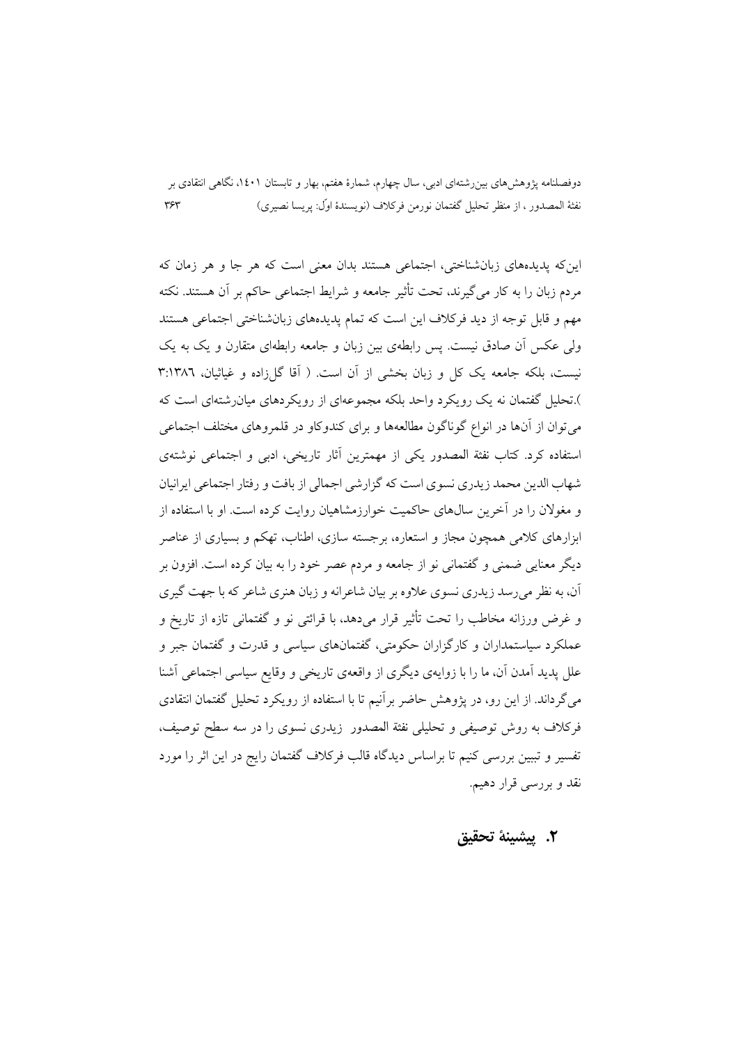این‌که پدیده‌های زبان‌شناختی، اجتماعی هستند بدان معنی است که هر جا و هر زمان که مردم زبان را به کار می‌گیرند، تحت تأثیر جامعه و شرایط اجتماعی حاکم بر آن هستند. نکته مهم و قابل توجه از دید فرکلاف این است که تمام پدیده‌های زبان‌شناختی اجتماعی هستند ولی عکس آن صادق نیست. پس رابطه‌ی بین زبان و جامعه رابطه‌ای متقارن و یک به یک نیست، بلکه جامعه یک کل و زبان بخشی از آن است. ( آقا گل‌زاده و غیاثیان، ۱۳۸۶:۳ ).تحلیل گفتمان نه یک رویکرد واحد بلکه مجموعه‌ای از رویکردهای میان‌رشته‌ای است که می‌توان از آن‌ها در انواع گوناگون مطالعه‌ها و برای کندوکاو در قلمروهای مختلف اجتماعی استفاده کرد. کتاب نفثة المصدور یکی از مهمترین آثار تاریخی، ادبی و اجتماعی نوشته‌ی شهاب الدین محمد زیدری نسوی است که گزارشی اجمالی از بافت و رفتار اجتماعی ایرانیان و مغولان را در آخرین سال‌های حاکمیت خوارزمشاهیان روایت کرده است. او با استفاده از ابزارهای کلامی همچون مجاز و استعاره، برجسته سازی، اطناب، تهکم و بسیاری از عناصر دیگر معنایی ضمنی و گفتمانی نو از جامعه و مردم عصر خود را به بیان کرده است. افزون بر آن، به نظر می‌رسد زیدری نسوی علاوه بر بیان شاعرانه و زبان هنری شاعر که با جهت گیری و غرض ورزانه مخاطب را تحت تأثیر قرار می‌دهد، با قرائتی نو و گفتمانی تازه از تاریخ و عملکرد سیاستمداران و کارگزاران حکومتی، گفتمان‌های سیاسی و قدرت و گفتمان جبر و علل پدید آمدن آن، ما را با زوایه‌ی دیگری از واقعه‌ی تاریخی و وقایع سیاسی اجتماعی آشنا می‌گرداند. از این رو، در پژوهش حاضر برآنیم تا با استفاده از رویکرد تحلیل گفتمان انتقادی فرکلاف به روش توصیفی و تحلیلی نفثة المصدور زیدری نسوی را در سه سطح توصیف، تفسیر و تبیین بررسی کنیم تا براساس دیدگاه قالب فرکلاف گفتمان رایج در این اثر را مورد نقد و بررسی قرار دهیم.

## ۲. پیشینهٔ تحقیق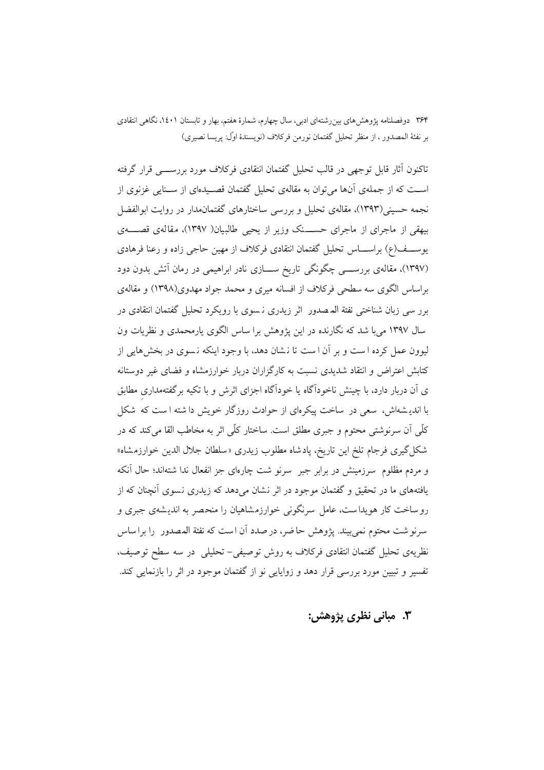تاکنون آثار قابل توجهی در قالب تحلیل گفتمان انتقادی فرکلاف مورد بررسی قرار گرفته است که از جملهی آنها می‌توان به مقالهی تحلیل گفتمان قصیده‌ای از سنایی غزنوی از نجمه حسینی(۱۳۹۳)، مقالهی تحلیل و بررسی ساختارهای گفتمان‌مدار در روایت ابوالفضل بیهقی از ماجرای از ماجرای حسنک وزیر از یحیی طالبیان( ۱۳۹۷)، مقالهی قصهی یوسف(ع) براساس تحلیل گفتمان انتقادی فرکلاف از مهین حاجی زاده و رعنا فرهادی (۱۳۹۷)، مقالهی بررسی چگونگی تاریخ سازی نادر ابراهیمی در رمان آتش بدون دود براساس الگوی سه سطحی فرکلاف از افسانه میری و محمد جواد مهدوی(۱۳۹۸) و مقالهی بررسی زبان شناختی نفثة المصدور اثر زیدری نسوی با رویکرد تحلیل گفتمان انتقادی در سال ۱۳۹۷ می‌باشد که نگارنده در این پژوهش براساس الگوی یارمحمدی و نظریات ون لیوون عمل کرده است و بر آن است تا نشان دهد، با وجود اینکه نسوی در بخش‌هایی از کتابش اعتراض و انتقاد شدیدی نسبت به کارگزاران دربار خوارزمشاه و فضای غیر دوستانه ی آن دربار دارد، با چینش ناخودآگاه یا خودآگاه اجزای اثرش و با تکیه برگفته‌مداری مطابق با اندیشه‌اش، سعی در ساخت پیکره‌ای از حوادث روزگار خویش داشته است که شکل کلّی آن سرنوشتی محتوم و جبری مطلق است. ساختار کلّی اثر به مخاطب القا می‌کند که در شکل‌گیری فرجام تلخ این تاریخ، پادشاه مطلوب زیدری «سلطان جلال الدین خوارزمشاه» و مردم مظلوم سرزمینش در برابر جبر سرنوشت چاره‌ای جز انفعال ندا شته‌اند؛ حال آنکه یافته‌های ما در تحقیق و گفتمان موجود در اثر نشان می‌دهد که زیدری نسوی آنچنان که از روساخت کار هویداست، عامل سرنگونی خوارزمشاهیان را منحصر به اندیشه‌ی جبری و سرنوشت محتوم نمی‌بیند. پژوهش حاضر، درصدد آن است که نفثة المصدور را براساس نظریه‌ی تحلیل گفتمان انتقادی فرکلاف به روش توصیفی- تحلیلی در سه سطح توصیف، تفسیر و تبیین مورد بررسی قرار دهد و زوایایی نو از گفتمان موجود در اثر را بازنمایی کند.

## ۳. مبانی نظری پژوهش: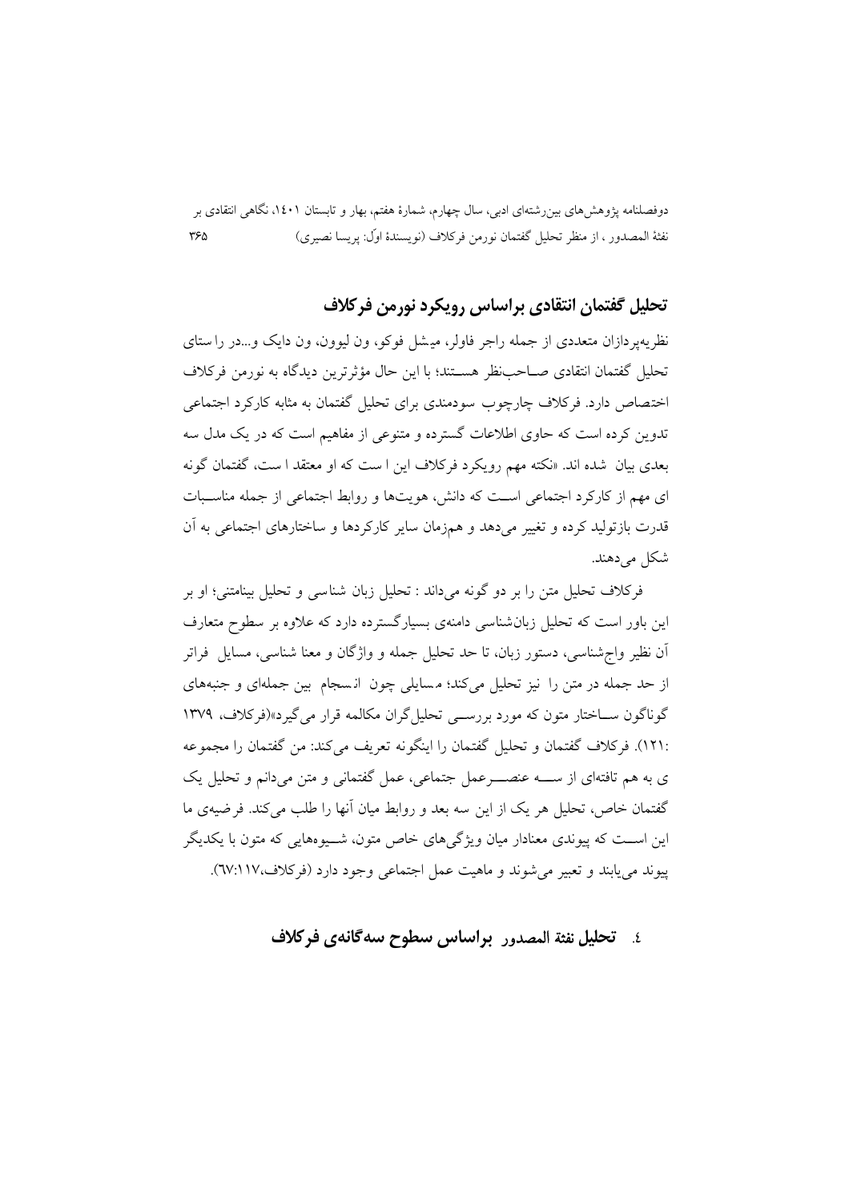## تحلیل گفتمان انتقادی براساس رویکرد نورمن فرکلاف

نظریه‌پردازان متعددی از جمله راجر فاولر، میشل فوکو، ون لیوون، ون دایک و...در راستای تحلیل گفتمان انتقادی صاحب‌نظر هستند؛ با این حال مؤثرترین دیدگاه به نورمن فرکلاف اختصاص دارد. فرکلاف چارچوب سودمندی برای تحلیل گفتمان به مثابه کارکرد اجتماعی تدوین کرده است که حاوی اطلاعات گسترده و متنوعی از مفاهیم است که در یک مدل سه بعدی بیان شده اند. «نکته مهم رویکرد فرکلاف این است که او معتقد است، گفتمان گونه ای مهم از کارکرد اجتماعی است که دانش، هویت‌ها و روابط اجتماعی از جمله مناسبات قدرت بازتولید کرده و تغییر می‌دهد و هم‌زمان سایر کارکردها و ساختارهای اجتماعی به آن شکل می‌دهند.

فرکلاف تحلیل متن را بر دو گونه می‌داند : تحلیل زبان شناسی و تحلیل بینامتنی؛ او بر این باور است که تحلیل زبان‌شناسی دامنه‌ی بسیارگسترده دارد که علاوه بر سطوح متعارف آن نظیر واج‌شناسی، دستور زبان، تا حد تحلیل جمله و واژگان و معنا شناسی، مسایل فراتر از حد جمله در متن را نیز تحلیل می‌کند؛ مسایلی چون انسجام بین جمله‌ای و جنبه‌های گوناگون ساختار متون که مورد بررسی تحلیل‌گران مکالمه قرار می‌گیرد»(فرکلاف، ۱۳۷۹ :۱۲۱). فرکلاف گفتمان و تحلیل گفتمان را اینگونه تعریف می‌کند: من گفتمان را مجموعه ی به هم تافته‌ای از سه عنصرعمل جتماعی، عمل گفتمانی و متن می‌دانم و تحلیل یک گفتمان خاص، تحلیل هر یک از این سه بعد و روابط میان آنها را طلب می‌کند. فرضیه‌ی ما این است که پیوندی معنادار میان ویژگی‌های خاص متون، شیوه‌هایی که متون با یکدیگر پیوند می‌یابند و تعبیر می‌شوند و ماهیت عمل اجتماعی وجود دارد (فرکلاف،۱۱۷:٦٧).

## ٤. تحلیل نفثة المصدور براساس سطوح سه‌گانه‌ی فرکلاف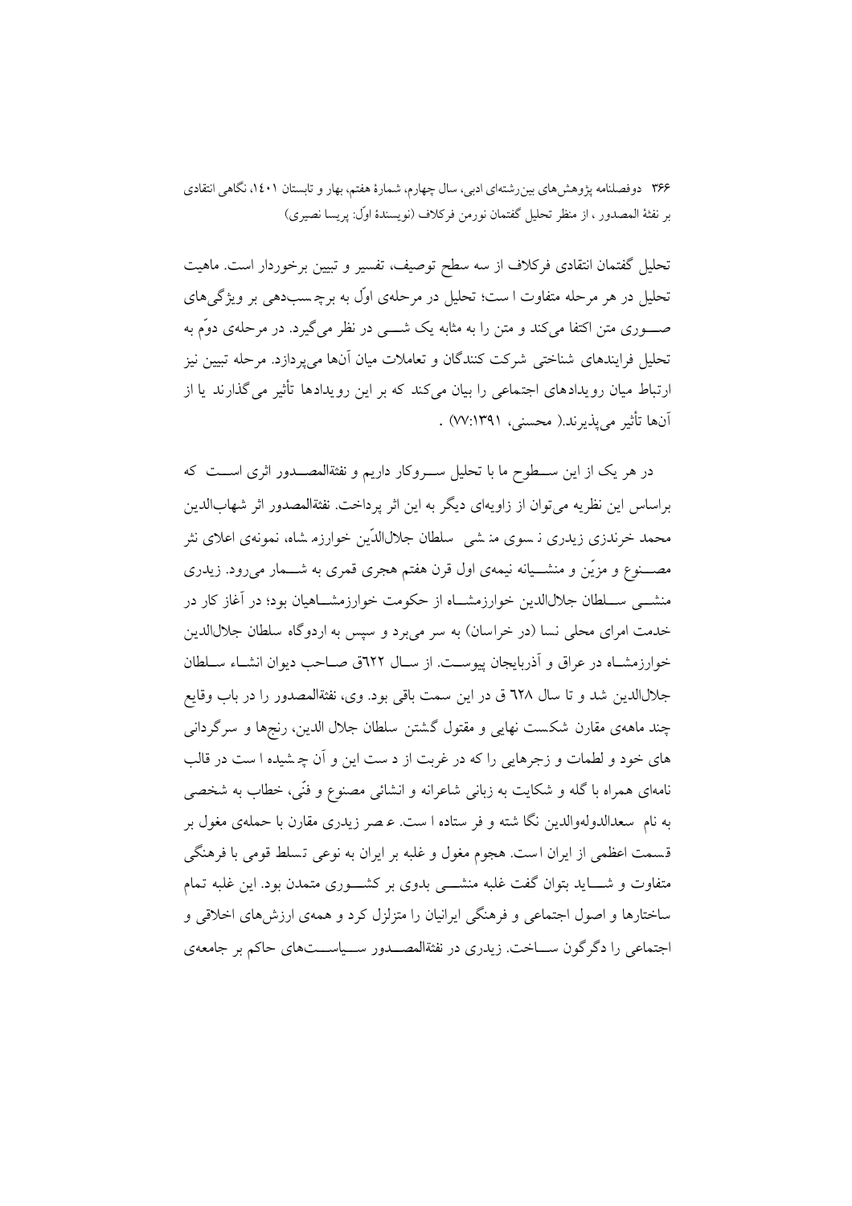تحلیل گفتمان انتقادی فرکلاف از سه سطح توصیف، تفسیر و تبیین برخوردار است. ماهیت تحلیل در هر مرحله متفاوت است؛ تحلیل در مرحله‌ی اوّل به برچسب‌دهی بر ویژگی‌های صوری متن اکتفا می‌کند و متن را به مثابه یک شیء در نظر می‌گیرد. در مرحله‌ی دوّم به تحلیل فرایندهای شناختی شرکت کنندگان و تعاملات میان آنها می‌پردازد. مرحله تبیین نیز ارتباط میان رویدادهای اجتماعی را بیان می‌کند که بر این رویدادها تأثیر می‌گذارند یا از آنها تأثیر می‌پذیرند.( محسنی، ۱۳۹۱:۷۷) .

در هر یک از این سطوح ما با تحلیل سروکار داریم و نفثةالمصدور اثری است که براساس این نظریه می‌توان از زاویه‌ای دیگر به این اثر پرداخت. نفثةالمصدور اثر شهاب‌الدین محمد خرندزی زیدری نسوی منشی سلطان جلال‌الدّین خوارزم شاه، نمونه‌ی اعلای نثر مصنوع و مزیّن و منشیانه نیمه‌ی اول قرن هفتم هجری قمری به شمار می‌رود. زیدری منشی سلطان جلال‌الدین خوارزمشاه از حکومت خوارزمشاهیان بود؛ در آغاز کار در خدمت امرای محلی نسا (در خراسان) به سر می‌برد و سپس به اردوگاه سلطان جلال‌الدین خوارزمشاه در عراق و آذربایجان پیوست. از سال ٦٢٢ق صاحب دیوان انشاء سلطان جلال‌الدین شد و تا سال ٦٢٨ ق در این سمت باقی بود. وی، نفثةالمصدور را در باب وقایع چند ماهه‌ی مقارن شکست نهایی و مقتول گشتن سلطان جلال الدین، رنج‌ها و سرگردانی های خود و لطمات و زجرهایی را که در غربت از دست این و آن چشیده است در قالب نامه‌ای همراه با گله و شکایت به زبانی شاعرانه و انشائی مصنوع و فنّی، خطاب به شخصی به نام سعدالدوله‌والدین نگاشته و فرستاده است. عصر زیدری مقارن با حمله‌ی مغول بر قسمت اعظمی از ایران است. هجوم مغول و غلبه بر ایران به نوعی تسلط قومی با فرهنگی متفاوت و شاید بتوان گفت غلبه منشی بدوی بر کشوری متمدن بود. این غلبه تمام ساختارها و اصول اجتماعی و فرهنگی ایرانیان را متزلزل کرد و همه‌ی ارزش‌های اخلاقی و اجتماعی را دگرگون ساخت. زیدری در نفثةالمصدور سیاست‌های حاکم بر جامعه‌ی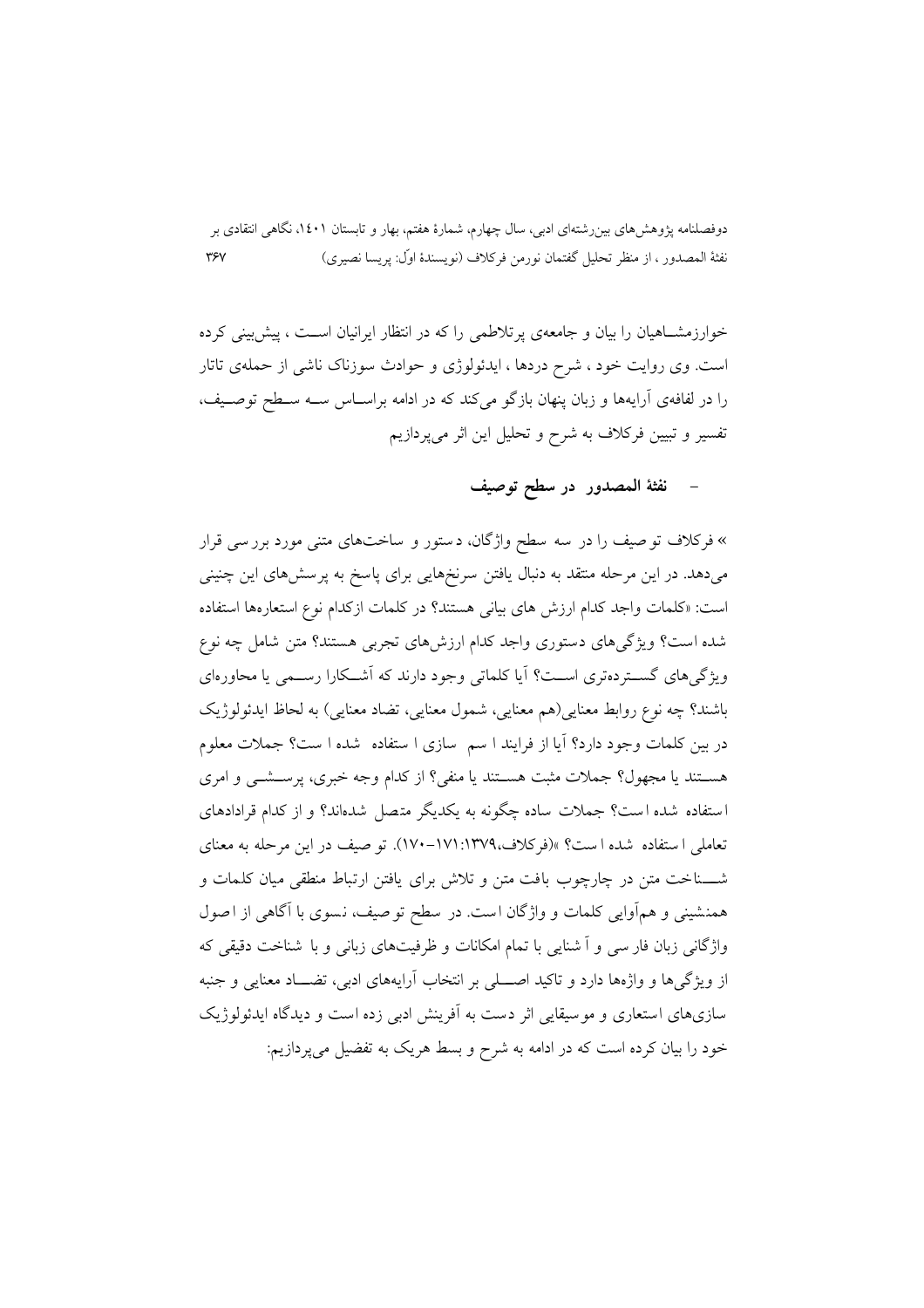خوارزمشـاهیان را بیان و جامعه‌ی پرتلاطمی را که در انتظار ایرانیان اسـت ، پیش‌بینی کرده است. وی روایت خود ، شرح دردها ، ایدئولوژی و حوادث سوزناک ناشی از حمله‌ی تاتار را در لفافه‌ی آرایه‌ها و زبان پنهان بازگو می‌کند که در ادامه براسـاس سـه سـطح توصـیف، تفسیر و تبیین فرکلاف به شرح و تحلیل این اثر می‌پردازیم

- **نفثة المصدور در سطح توصیف**

» فرکلاف توصیف را در سه سطح واژگان، دستور و ساخت‌های متنی مورد بررسی قرار می‌دهد. در این مرحله منتقد به دنبال یافتن سرنخ‌هایی برای پاسخ به پرسش‌های این چنینی است: «کلمات واجد کدام ارزش های بیانی هستند؟ در کلمات ازکدام نوع استعاره‌ها استفاده شده است؟ ویژگی‌های دستوری واجد کدام ارزش‌های تجربی هستند؟ متن شامل چه نوع ویژگی‌های گسـترده‌تری اسـت؟ آیا کلماتی وجود دارند که آشـکارا رسـمی یا محاوره‌ای باشند؟ چه نوع روابط معنایی(هم معنایی، شمول معنایی، تضاد معنایی) به لحاظ ایدئولوژیک در بین کلمات وجود دارد؟ آیا از فرایند اسم سازی استفاده شده است؟ جملات معلوم هسـتند یا مجهول؟ جملات مثبت هسـتند یا منفی؟ از کدام وجه خبری، پرسـشـی و امری استفاده شده است؟ جملات ساده چگونه به یکدیگر متصل شده‌اند؟ و از کدام قرادادهای تعاملی استفاده شده است؟ »(فرکلاف،۱۳۷۹:۱۷۱-۱۷۰). توصیف در این مرحله به معنای شـناخت متن در چارچوب بافت متن و تلاش برای یافتن ارتباط منطقی میان کلمات و همنشینی و هم‌آوایی کلمات و واژگان است. در سطح توصیف، نسوی با آگاهی از اصول واژگانی زبان فارسی و آشنایی با تمام امکانات و ظرفیت‌های زبانی و با شناخت دقیقی که از ویژگی‌ها و واژه‌ها دارد و تاکید اصـلی بر انتخاب آرایه‌های ادبی، تضـاد معنایی و جنبه سازی‌های استعاری و موسیقایی اثر دست به آفرینش ادبی زده است و دیدگاه ایدئولوژیک خود را بیان کرده است که در ادامه به شرح و بسط هریک به تفضیل می‌پردازیم: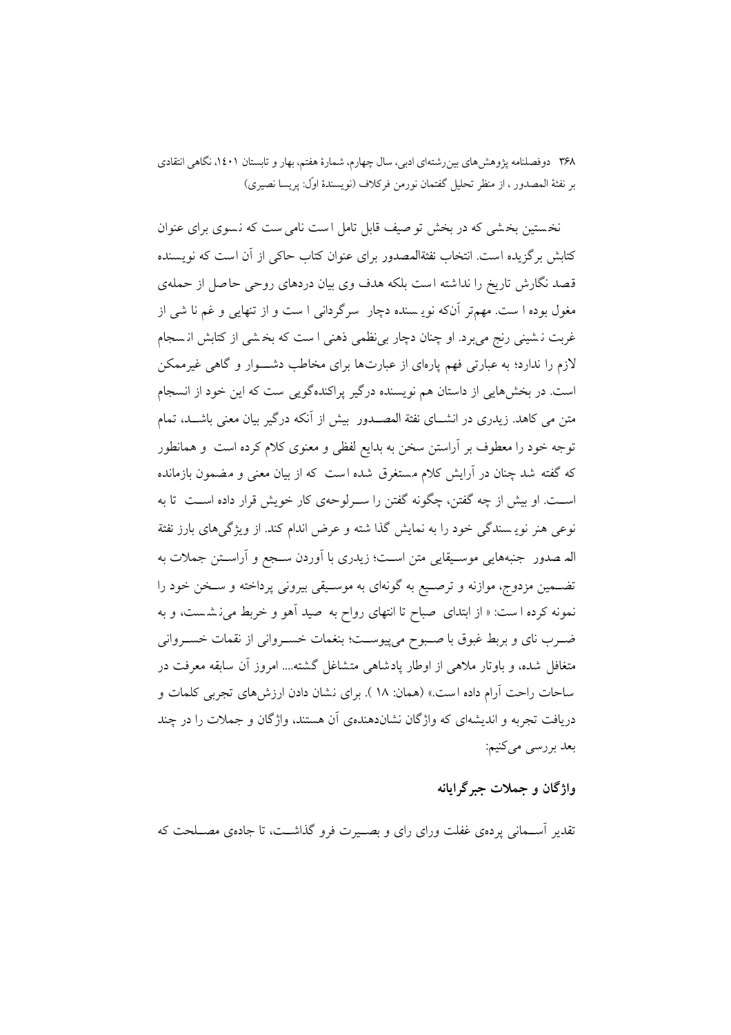نخستین بخشی که در بخش توصیف قابل تامل است نامی ست که نسوی برای عنوان کتابش برگزیده است. انتخاب نفثةالمصدور برای عنوان کتاب حاکی از آن است که نویسنده قصد نگارش تاریخ را نداشته است بلکه هدف وی بیان دردهای روحی حاصل از حملهی مغول بوده است. مهم‌تر آنکه نویسنده دچار سرگردانی است و از تنهایی و غم ناشی از غربت نشینی رنج می‌برد. او چنان دچار بی‌نظمی ذهنی است که بخشی از کتابش انسجام لازم را ندارد؛ به عبارتی فهم پاره‌ای از عبارت‌ها برای مخاطب دشوار و گاهی غیرممکن است. در بخش‌هایی از داستان هم نویسنده درگیر پراکنده‌گویی ست که این خود از انسجام متن می کاهد. زیدری در انشای نفثة المصدور بیش از آنکه درگیر بیان معنی باشد، تمام توجه خود را معطوف بر آراستن سخن به بدایع لفظی و معنوی کلام کرده است و همانطور که گفته شد چنان در آرایش کلام مستغرق شده است که از بیان معنی و مضمون بازمانده است. او بیش از چه گفتن، چگونه گفتن را سرلوحه‌ی کار خویش قرار داده است تا به نوعی هنر نویسندگی خود را به نمایش گذاشته و عرض اندام کند. از ویژگی‌های بارز نفثة المصدور جنبه‌هایی موسیقایی متن است؛ زیدری با آوردن سجع و آراستن جملات به تضمین مزدوج، موازنه و ترصیع به گونه‌ای به موسیقی بیرونی پرداخته و سخن خود را نمونه کرده است: «از ابتدای صباح تا انتهای رواح به صید آهو و خربط می‌نشست، و به ضرب نای و بربط غبوق با صبوح می‌پیوست؛ بنغمات خسروانی از نقمات خسروانی متغافل شده، و باوتار ملاهی از اوطار پادشاهی متشاغل گشته.... امروز آن سابقه معرفت در ساحات راحت آرام داده است.» (همان: ۱۸ ). برای نشان دادن ارزش‌های تجربی کلمات و دریافت تجربه و اندیشه‌ای که واژگان نشان‌دهنده‌ی آن هستند، واژگان و جملات را در چند بعد بررسی می‌کنیم:

## واژگان و جملات جبرگرایانه

تقدیر آسمانی پرده‌ی غفلت ورای رای و بصیرت فرو گذاشت، تا جاده‌ی مصلحت که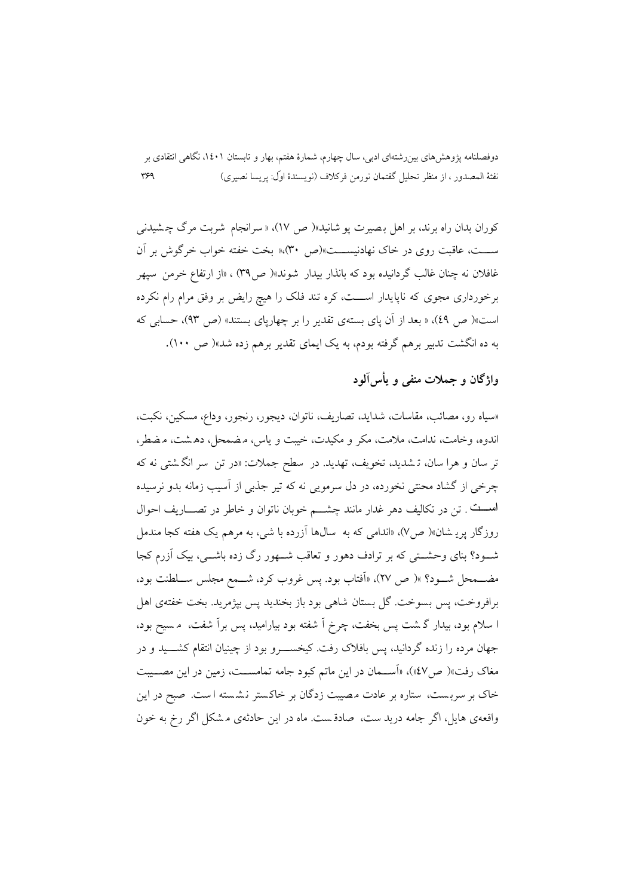کوران بدان راه برند، بر اهل بصیرت پوشانید»( ص ۱۷)، « سرانجام شربت مرگ چشیدنی ســـت، عاقبت روی در خاک نهادنیســـت»(ص ۳۰)،« بخت خفته خواب خرگوش بر آن غافلان نه چنان غالب گردانیده بود که بانذار بیدار شوند»( ص۳۹) ، «از ارتفاع خرمن سپهر برخورداری مجوی که ناپایدار اســـت، کره تند فلک را هیچ رایض بر وفق مرام رام نکرده است»( ص ٤٩)، « بعد از آن پای بسته‌ی تقدیر را بر چهارپای بستند» (ص ۹۳)، حسابی که به ده انگشت تدبیر برهم گرفته بودم، به یک ایمای تقدیر برهم زده شد»( ص ۱۰۰).

## واژگان و جملات منفی و یأس‌آلود

«سیاه رو، مصائب، مقاسات، شداید، تصاریف، ناتوان، دیجور، رنجور، وداع، مسکین، نکبت، اندوه، وخامت، ندامت، ملامت، مکر و مکیدت، خیبت و یاس، مضمحل، دهشت، مضطر، ترسان و هراسان، تشدید، تخویف، تهدید. در سطح جملات: «در تن سر انگشتی نه که چرخی از گشاد محنتی نخورده، در دل سرمویی نه که تیر جذبی از آسیب زمانه بدو نرسیده اســـت . تن در تکالیف دهر غدار مانند چشـــم خوبان ناتوان و خاطر در تصـــاریف احوال روزگار پریشان»( ص۷)، «اندامی که به سال‌ها آزرده به شی، به مرهم یک هفته کجا مندمل شـــود؟ بنای وحشـــتی که بر ترادف دهور و تعاقب شـــهور رگ زده باشـــی، بیک آزرم کجا مضـــمحل شـــود؟ »( ص ۲۷)، «آفتاب بود. پس غروب کرد، شـــمع مجلس ســـلطنت بود، برافروخت، پس بسوخت. گل بستان شاهی بود باز بخندید پس بپژمرید. بخت خفته‌ی اهل اسلام بود، بیدار گشت پس بخفت، چرخ آ شفته بود بیارامید، پس براَ شفت، م سیح بود، جهان مرده را زنده گردانید، پس بافلاک رفت. کیخســـرو بود از چینیان انتقام کشـــید و در مغاک رفت»( ص٤٧»)، «آســـمان در این ماتم کبود جامه تمامســـت، زمین در این مصـــیبت خاک بر سربست، ستاره بر عادت مصیبت زدگان بر خاکستر نشسته است. صبح در این واقعه‌ی هایل، اگر جامه درید ست، صادق ست. ماه در این حادثه‌ی مشکل اگر رخ به خون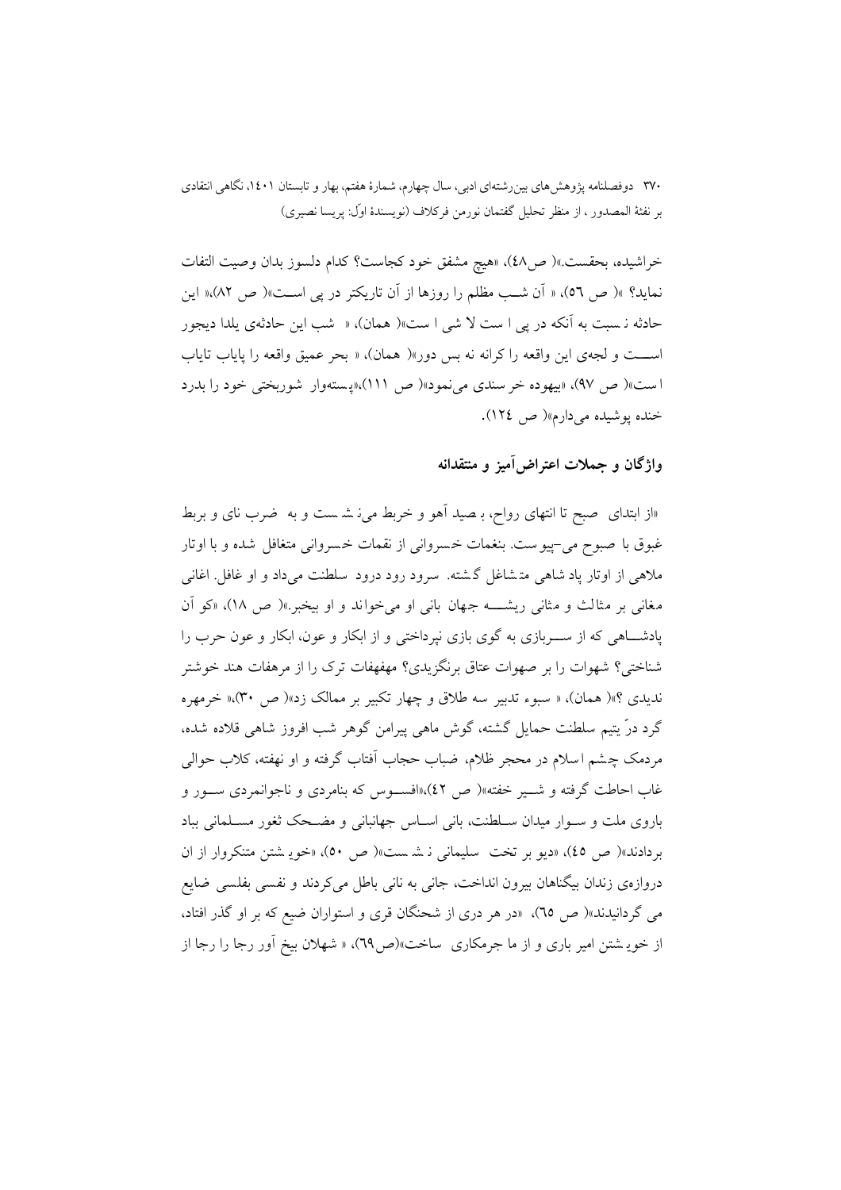خراشیده، بحقست.»( ص۴۸)، «هیچ مشفق خود کجاست؟ کدام دلسوز بدان وصیت التفات نماید؟ »( ص ۵۶)، « آن شـب مظلم را روزها از آن تاریکتر در پی اسـت»( ص ۸۲)،« این حادثه نسبت به آنکه در پی است لا شی است»( همان)، « شب این حادثه‌ی یلدا دیجور اسـت و لجه‌ی این واقعه را کرانه نه بس دور»( همان)، « بحر عمیق واقعه را پایاب تایاب است»( ص ۹۷)، «بیهوده خرسندی می‌نمود»( ص ۱۱۱)،«پسته‌وار شوربختی خود را بدرد خنده پوشیده می‌دارم»( ص ۱۲۴).

## واژگان و جملات اعتراض‌آمیز و منتقدانه

«از ابتدای صبح تا انتهای رواح، بصید آهو و خربط می‌نشست و به ضرب نای و بربط غبوق با صبوح می‌پیوست. بنغمات خسروانی از نقمات خسروانی متغافل شده و با اوتار ملاهی از اوتار یاد شاهی متشاغل گشته. سرود رود درود سلطنت می‌داد و او غافل. اغانی مغانی بر مثالث و مثانی ریشـه جهان بانی او می‌خواند و او بیخبر.»( ص ۱۸)، «کو آن پادشـاهی که از سـربازی به گوی بازی نپرداختی و از ابکار و عون، ابکار و عون حرب را شناختی؟ شهوات را بر صهوات عتاق برنگزیدی؟ مهفهفات ترک را از مرهفات هند خوشتر ندیدی ؟»( همان)، « سبوء تدبیر سه طلاق و چهار تکبیر بر ممالک زد»( ص ۳۰)،« خرمهره گرد درّ یتیم سلطنت حمایل گشته، گوش ماهی پیرامن گوهر شب افروز شاهی قلاده شده، مردمک چشم اسلام در محجر ظلام، ضباب حجاب آفتاب گرفته و او نهفته، کلاب حوالی غاب احاطت گرفته و شـیر خفته»( ص ۴۲)،«افسـوس که بنامردی و ناجوانمردی سـور و باروی ملت و سـوار میدان سـلطنت، بانی اسـاس جهانبانی و مضـحک ثغور مسـلمانی بباد بردادند»( ص ۴۵)، «دیو بر تخت سلیمانی نشست»( ص ۵۰)، «خویشتن متنکروار از ان دروازه‌ی زندان بیگناهان بیرون انداخت، جانی به نانی باطل می‌کردند و نفسی بفلسی ضایع می گردانیدند»( ص ۶۵)، «در هر دری از شحنگان قری و استواران ضیع که بر او گذر افتاد، از خویشتن امیر باری و از ما جرمکاری ساخت»(ص۶۹)، « شهلان بیخ آور رجا را رجا از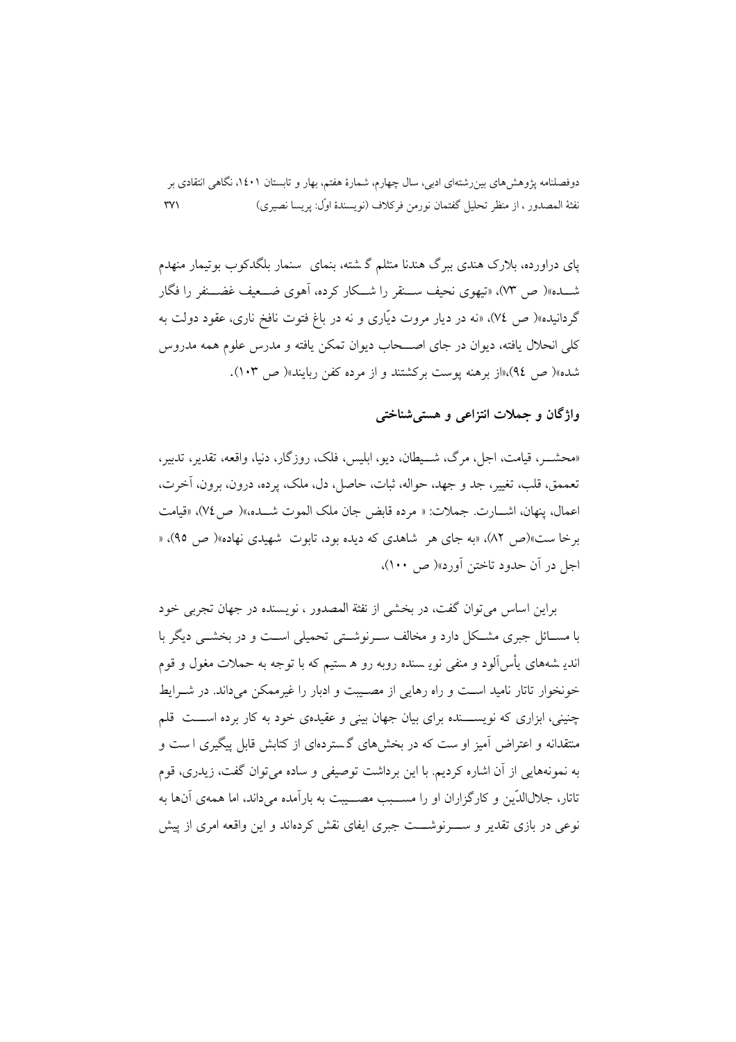پای دراورده، بلارک هندی ببرگ هندنا مثلم گ شته، بنمای سنمار بلگدکوب بوتیمار منهدم شــده»( ص ٧٣)، «تیهوی نحیف ســنقر را شــکار کرده، آهوی ضــعیف غضــنفر را فگار گردانیده»( ص ٧٤)، «نه در دیار مروت دیّاری و نه در باغ فتوت نافخ ناری، عقود دولت به کلی انحلال یافته، دیوان در جای اصــحاب دیوان تمکن یافته و مدرس علوم همه مدروس شده»( ص ٩٤)،«از برهنه پوست برکشتند و از مرده کفن ربایند»( ص ١٠٣).

## واژگان و جملات انتزاعی و هستی‌شناختی

«محشــر، قیامت، اجل، مرگ، شــیطان، دیو، ابلیس، فلک، روزگار، دنیا، واقعه، تقدیر، تدبیر، تعممق، قلب، تغییر، جد و جهد، حواله، ثبات، حاصل، دل، ملک، پرده، درون، برون، آخرت، اعمال، پنهان، اشــارت. جملات: « مرده قابض جان ملک الموت شــده،»( ص٧٤)، «قیامت برخا ست»(ص ٨٢)، «به جای هر شاهدی که دیده بود، تابوت شهیدی نهاده»( ص ٩٥)، « اجل در آن حدود تاختن آورد»( ص ١٠٠)،

براین اساس می‌توان گفت، در بخشی از نفثة المصدور ، نویسنده در جهان تجربی خود با مســائل جبری مشــکل دارد و مخالف ســرنوشــتی تحمیلی اســت و در بخشــی دیگر با اندیـ شه‌های یأس‌آلود و منفی نویـ سنده روبه رو هـ ستیم که با توجه به حملات مغول و قوم خونخوار تاتار ناامید اســت و راه رهایی از مصــیبت و ادبار را غیرممکن می‌داند. در شــرایط چنینی، ابزاری که نویســـنده برای بیان جهان بینی و عقیده‌ی خود به کار برده اســـت قلم منتقدانه و اعتراض آمیز او ست که در بخش‌های گ سترده‌ای از کتابش قابل پیگیری ا ست و به نمونه‌هایی از آن اشاره کردیم. با این برداشت توصیفی و ساده می‌توان گفت، زیدری، قوم تاتار، جلال‌الدّین و کارگزاران او را مســبب مصــیبت به بارآمده می‌داند، اما همه‌ی آن‌ها به نوعی در بازی تقدیر و ســـرنوشـــت جبری ایفای نقش کرده‌اند و این واقعه امری از پیش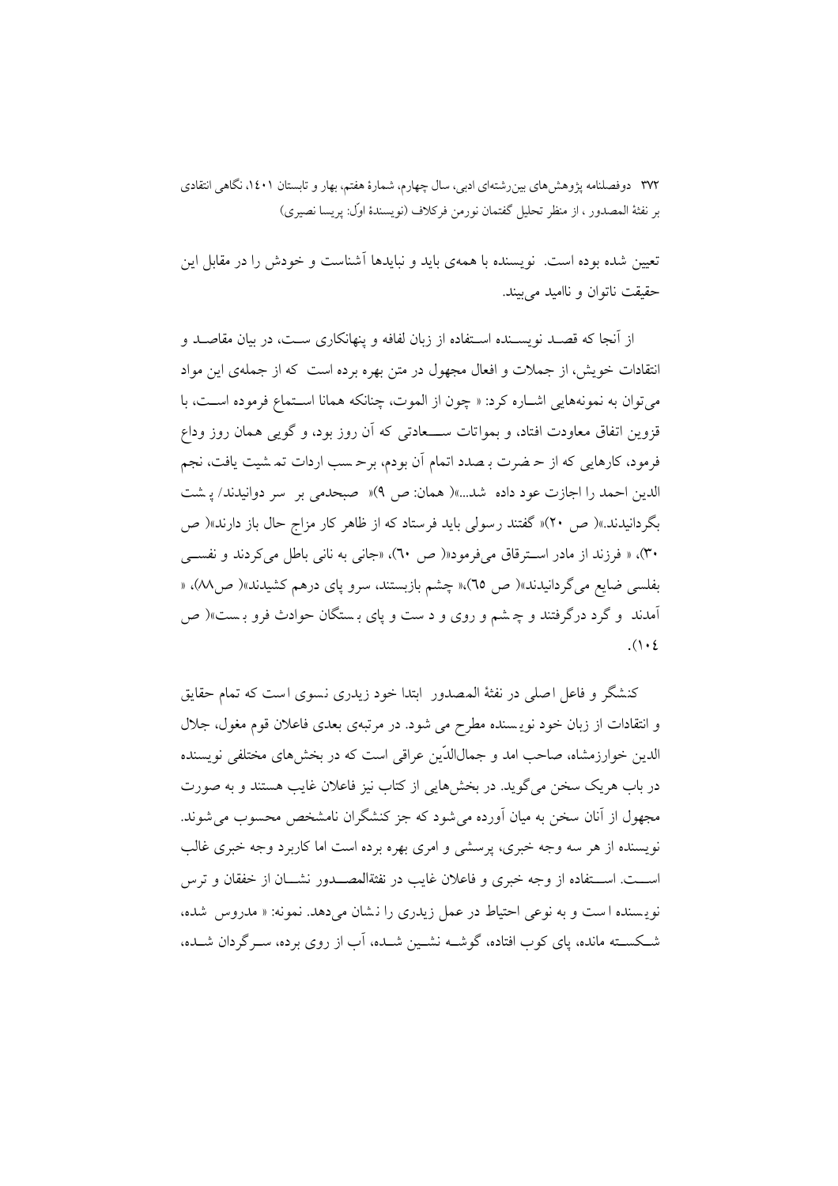تعیین شده بوده است. نویسنده با همه‌ی باید و نبایدها آشناست و خودش را در مقابل این حقیقت ناتوان و ناامید می‌بیند.

از آنجا که قصد نویسنده استفاده از زبان لفافه و پنهانکاری ست، در بیان مقاصد و انتقادات خویش، از جملات و افعال مجهول در متن بهره برده است که از جمله‌ی این مواد می‌توان به نمونه‌هایی اشاره کرد: « چون از الموت، چنانکه همانا استماع فرموده است، با قزوین اتفاق معاودت افتاد، و بمواتات سعادتی که آن روز بود، و گویی همان روز وداع فرمود، کارهایی که از حضرت بصدد اتمام آن بودم، برحسب ارادات تمشیت یافت، نجم الدین احمد را اجازت عود داده شد...»( همان: ص ۹)« صبحدمی بر سر دوانیدند/ پشت بگردانیدند.»( ص ۲۰)« گفتند رسولی باید فرستاد که از ظاهر کار مزاج حال باز دارند»( ص ۳۰)، « فرزند از مادر استرقاق می‌فرمود»( ص ٦٠)، «جانی به نانی باطل می‌کردند و نفسی بفلسی ضایع می‌گردانیدند»( ص ٦٥)،« چشم بازبستند، سرو پای درهم کشیدند»( ص۸۸)، « آمدند و گرد درگرفتند و چشم و روی و دست و پای بستگان حوادث فرو بست»( ص ۱۰٤).

کنشگر و فاعل اصلی در نفثة المصدور ابتدا خود زیدری نسوی است که تمام حقایق و انتقادات از زبان خود نویسنده مطرح می شود. در مرتبه‌ی بعدی فاعلان قوم مغول، جلال الدین خوارزمشاه، صاحب امد و جمال‌الدّین عراقی است که در بخش‌های مختلفی نویسنده در باب هریک سخن می‌گوید. در بخش‌هایی از کتاب نیز فاعلان غایب هستند و به صورت مجهول از آنان سخن به میان آورده می‌شود که جز کنشگران نامشخص محسوب می‌شوند. نویسنده از هر سه وجه خبری، پرسشی و امری بهره برده است اما کاربرد وجه خبری غالب است. استفاده از وجه خبری و فاعلان غایب در نفثةالمصدور نشان از خفقان و ترس نویسنده است و به نوعی احتیاط در عمل زیدری را نشان می‌دهد. نمونه: « مدروس شده، شکسته مانده، پای کوب افتاده، گوشه نشین شده، آب از روی برده، سرگردان شده،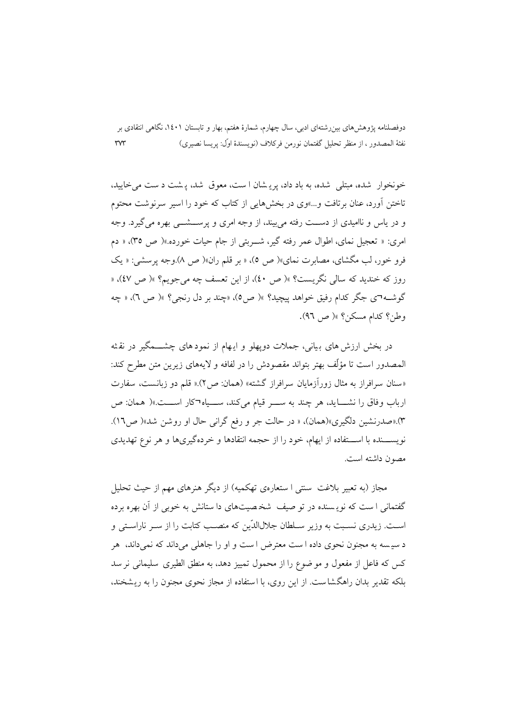خونخوار شده، مبتلی شده، به باد داد، پریشان است، معوق شد، پشت دست می‌خایید، تاختن آورد، عنان برتافت و...»وی در بخش‌هایی از کتاب که خود را اسیر سرنوشت محتوم و در یاس و ناامیدی از دست رفته می‌بیند، از وجه امری و پرسشی بهره می‌گیرد. وجه امری: « تعجیل نمای، اطوال عمر رفته گیر، شربتی از جام حیات خورده.»( ص ۳۵)، « دم فرو خور، لب مگشای، مصابرت نمای»( ص ۵)، « بر قلم ران»( ص ۸).وجه پرسشی: « یک روز که خندید که سالی نگریست؟ »( ص ۴۰)، از این تعسف چه می‌جویم؟ »( ص ٤٧)، « گوشه¬ی جگر کدام رفیق خواهد پیچید؟ »( ص۵)، «چند بر دل رنجی؟ »( ص ٦)، « چه وطن؟ کدام مسکن؟ »( ص ٩٦).

در بخش ارزش‌های بیانی، جملات دوپهلو و ایهام از نمودهای چشمگیر در نفثة المصدور است تا مؤلّف بهتر بتواند مقصودش را در لفافه و لایه‌های زیرین متن مطرح کند: «سنان سرافراز به مثال زورآزمایان سرافراز گشته» (همان: ص۲).« قلم دو زبانست، سفارت ارباب وفاق را نشاید، هر چند به سر قیام می‌کند، سیاه¬کار است.»( همان: ص ۳).«صدرنشین دلگیری»(همان)، « در حالت جر و رفع گرانی حال او روشن شد»( ص١٦). نویسنده با استفاده از ایهام، خود را از حجمه انتقادها و خرده‌گیری‌ها و هر نوع تهدیدی مصون داشته است.

مجاز (به تعبیر بلاغت سنتی استعاره‌ی تهکمیه) از دیگر هنرهای مهم از حیث تحلیل گفتمانی است که نویسنده در توصیف شخصیت‌های داستانش به خوبی از آن بهره برده است. زیدری نسبت به وزیر سلطان جلال‌الدّین که منصب کتابت را از سر ناراستی و دسیسه به مجنون نحوی داده است معترض است و او را جاهلی می‌داند که نمی‌داند، هر کس که فاعل از مفعول و موضوع را از محمول تمییز دهد، به منطق الطیری سلیمانی نرسد بلکه تقدیر بدان راهگشاست. از این روی، با استفاده از مجاز نحوی مجنون را به ریشخند،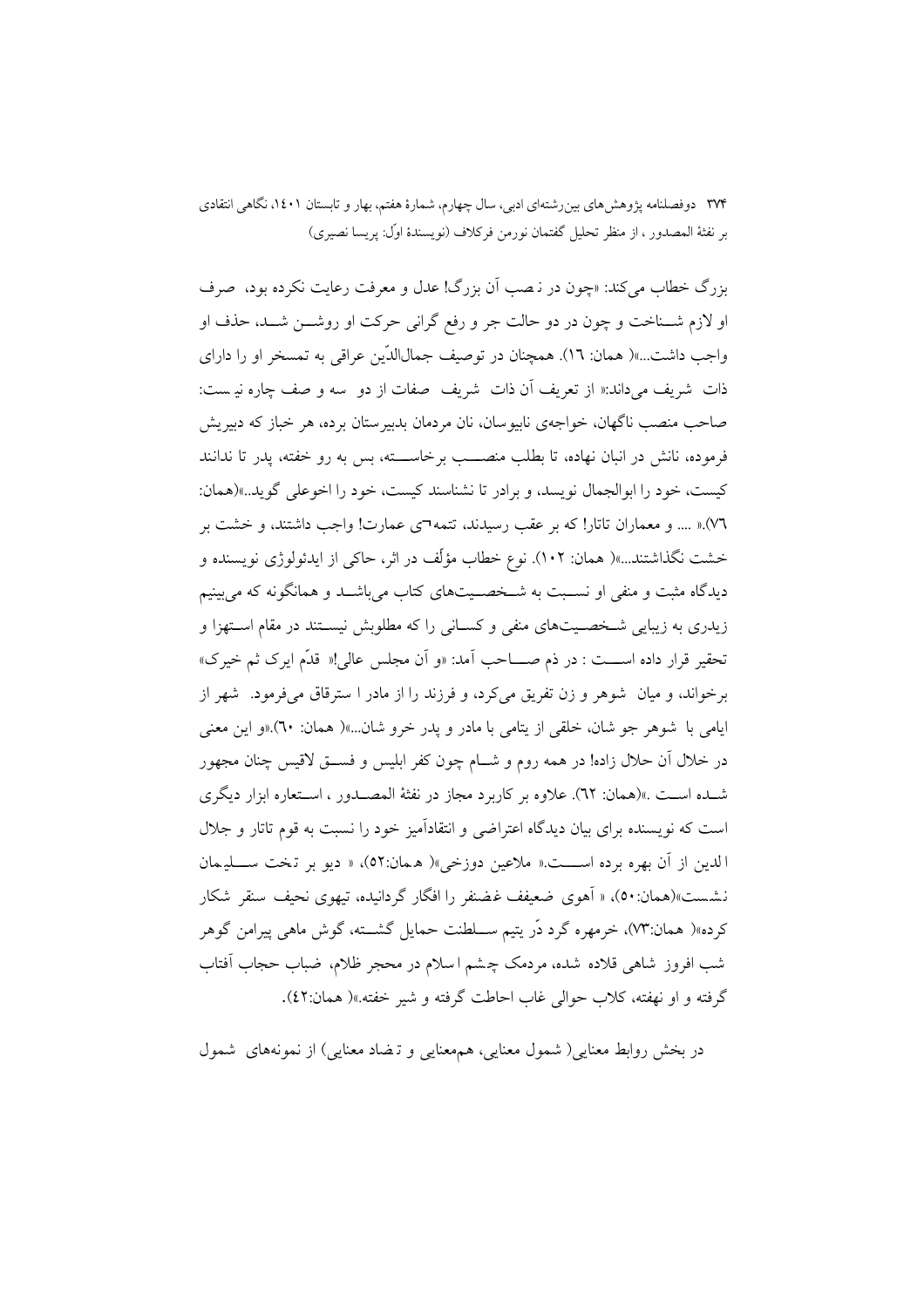بزرگ خطاب می‌کند: «چون در نصب آن بزرگ! عدل و معرفت رعایت نکرده بود، صرف او لازم شناخت و چون در دو حالت جر و رفع گرانی حرکت او روشن شد، حذف او واجب داشت...»( همان: ١٦). همچنان در توصیف جمال‌الدّین عراقی به تمسخر او را دارای ذات شریف می‌داند:« از تعریف آن ذات شریف صفات از دو سه و صف چاره نیست: صاحب منصب ناگهان، خواجه‌ی نابیوسان، نان مردمان بدبیرستان برده، هر خباز که دبیریش فرموده، نانش در انبان نهاده، تا بطلب منصب برخاسته، بس به رو خفته، پدر تا ندانند کیست، خود را ابوالجمال نویسد، و برادر تا نشناسند کیست، خود را اخوعلی گوید..»(همان: ٧٦).« .... و معماران تاتار! که بر عقب رسیدند، تتمه¬ی عمارت! واجب داشتند، و خشت بر خشت نگذاشتند...»( همان: ١٠٢). نوع خطاب مؤلّف در اثر، حاکی از ایدئولوژی نویسنده و دیدگاه مثبت و منفی او نسبت به شخصیت‌های کتاب می‌باشد و همانگونه که می‌بینیم زیدری به زیبایی شخصیت‌های منفی و کسانی را که مطلوبش نیستند در مقام استهزا و تحقیر قرار داده است : در ذم صاحب آمد: «و آن مجلس عالی!» قدّم ایرک ثم خیرک» برخواند، و میان شوهر و زن تفریق می‌کرد، و فرزند را از مادر ا ستراقاق می‌فرمود. شهر از ایامی با شوهر جو شان، خلقی از یتامی با مادر و پدر خرو شان...»( همان: ٦٠).«و این معنی در خلال آن حلال زاده! در همه روم و شام چون کفر ابلیس و فسق لاقیس چنان مجهور شده است .»(همان: ٦٢). علاوه بر کاربرد مجاز در نفثة المصدور ، استعاره ابزار دیگری است که نویسنده برای بیان دیدگاه اعتراضی و انتقادآمیز خود را نسبت به قوم تاتار و جلال الدین از آن بهره برده است.« ملاعین دوزخی»( همان:٥٢)، « دیو بر تخت سلیمان نشست»(همان:٥٠)، « آهوی ضعیف غضنفر را افگار گردانیده، تیهوی نحیف سنقر شکار کرده»( همان:٧٣)، خرمهره گرد دّر یتیم سلطنت حمایل گشته، گوش ماهی پیرامن گوهر شب افروز شاهی قلاده شده، مردمک چشم اسلام در محجر ظلام، ضباب حجاب آفتاب گرفته و او نهفته، کلاب حوالی غاب احاطت گرفته و شیر خفته.»( همان:٤٢).

در بخش روابط معنایی( شمول معنایی، هم‌معنایی و تضاد معنایی) از نمونه‌های شمول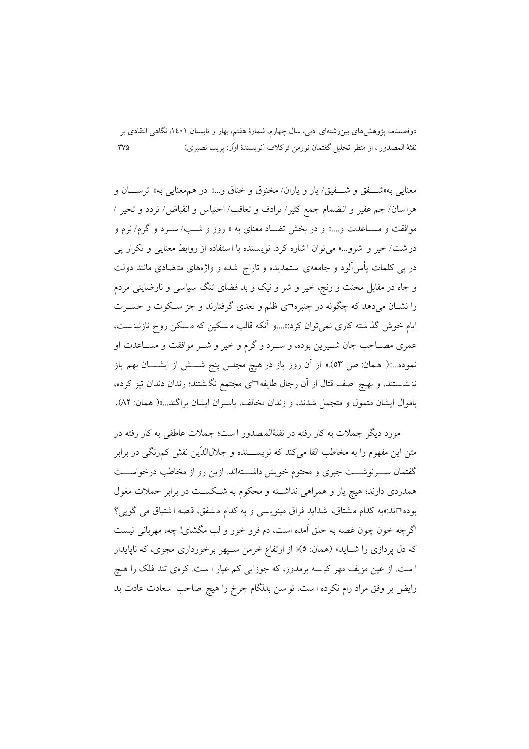معنایی به«شــفق و شــفیق/ یار و یاران/ مخنوق و خناق و...» در هم‌معنایی به« ترســان و هراسان/ جم عفیر و انضمام جمع کثیر/ ترادف و تعاقب/ احتباس و انقباض/ تردد و تحیر / موافقت و مسـاعدت و....» و در بخش تضـاد معنای به « روز و شـب/ سـرد و گرم/ نرم و درشت/ خیر و شرو...» می‌توان اشاره کرد. نویسنده با استفاده از روابط معنایی و تکرار پی در پی کلمات یأس‌آلود و جامعه‌ی ستمدیده و تاراج شده و واژه‌های متضادی مانند دولت و جاه در مقابل محنت و رنج، خیر و شر و نیک و بد فضای تنگ سیاسی و نارضایتی مردم را نشـان می‌دهد که چگونه در چنبره¬ی ظلم و تعدی گرفتارند و جز سـکوت و حسـرت ایام خوش گذشته کاری نمی‌توان کرد:«....و آنکه قالب مسکین که مسکن روح نازنینست، عمری مصـاحب جان شـیرین بوده، و سـرد و گرم و خیر و شـر موافقت و مسـاعدت او نموده...»( همان: ص ۵۳).« از آن روز باز در هیچ مجلس پنج شــش از ایشــان بهم باز ننشستند، و بهیچ صف قتال از آن رجال طایفه¬ی مجتمع نگشتند؛ رندان دندان تیز کرده، باموال ایشان متمول و متجمل شدند، و زندان مخالف، باسیران ایشان براگند...»( همان: ۸۲).

مورد دیگر جملات به کار رفته در نفثةالمصدور است؛ جملات عاطفی به کار رفته در متن این مفهوم را به مخاطب القا می‌کند که نویســنده و جلال‌الدّین نقش کم‌رنگی در برابر گفتمان ســرنوشــت جبری و محتوم خویش داشــته‌اند. ازین رو از مخاطب درخواســت همدردی دارند؛ هیچ یار و همراهی نداشـته و محکوم به شـکسـت در برابر حملات مغول بوده¬اند:«به کدام مشتاق، شداید فراق مینویسی و به کدام مشفق، قصه اشتیاق می گویی؟ اگرچه خون چون غصه به حلق آمده است، دم فرو خور و لب مگشای! چه، مهربانی نیست که دل پردازی را شـاید» (همان: ۵)« از ارتفاع خرمن سـپهر برخورداری مجوی، که ناپایدار است. از عین مزیف مهر کیسه برمدوز، که جوزایی کم عیار است. کره‌ی تند فلک را هیچ رایض بر وفق مراد رام نکرده است. توسن بدلگام چرخ را هیچ صاحب سعادت عادت بد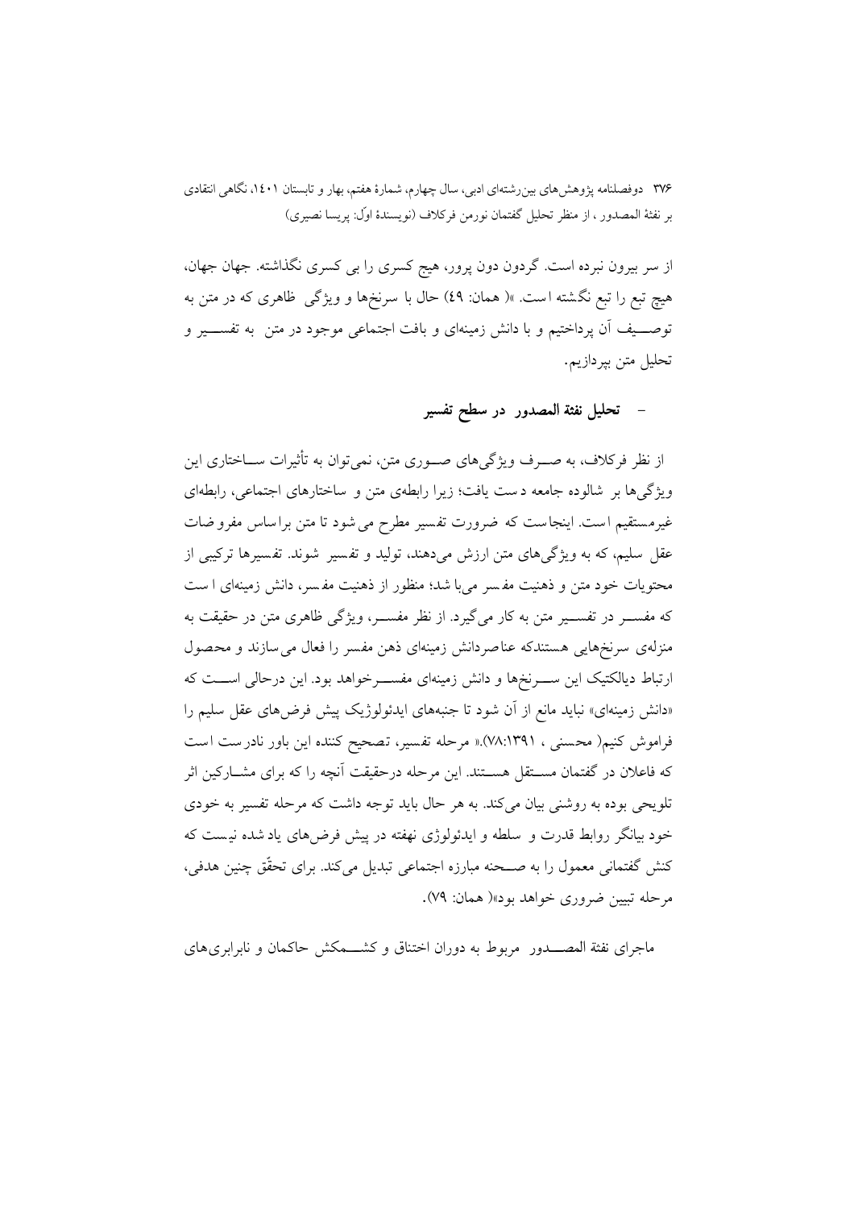از سر بیرون نبرده است. گردون دون پرور، هیچ کسری را بی کسری نگذاشته. جهان جهان، هیچ تبع را تبع نگشته است. »( همان: ٤٩) حال با سرنخ‌ها و ویژگی ظاهری که در متن به توصـــیف آن پرداختیم و با دانش زمینه‌ای و بافت اجتماعی موجود در متن به تفســـیر و تحلیل متن بپردازیم.

- **تحلیل نفثة المصدور در سطح تفسیر**

از نظر فرکلاف، به صـــرف ویژگی‌های صـــوری متن، نمی‌توان به تأثیرات ســـاختاری این ویژگی‌ها بر شالوده جامعه دست یافت؛ زیرا رابطه‌ی متن و ساختارهای اجتماعی، رابطه‌ای غیرمستقیم است. اینجاست که ضرورت تفسیر مطرح می شود تا متن براساس مفروضات عقل سلیم، که به ویژگی‌های متن ارزش می‌دهند، تولید و تفسیر شوند. تفسیرها ترکیبی از محتویات خود متن و ذهنیت مفسر می‌با شد؛ منظور از ذهنیت مفسر، دانش زمینه‌ای است که مفســـر در تفســـیر متن به کار می‌گیرد. از نظر مفســـر، ویژگی ظاهری متن در حقیقت به منزله‌ی سرنخ‌هایی هستندکه عناصردانش زمینه‌ای ذهن مفسر را فعال می سازند و محصول ارتباط دیالکتیک این ســـرنخ‌ها و دانش زمینه‌ای مفســـرخواهد بود. این درحالی اســـت که «دانش زمینه‌ای» نباید مانع از آن شود تا جنبه‌های ایدئولوژیک پیش فرض‌های عقل سلیم را فراموش کنیم( محسنی ، ۱۳۹۱:۷۸).« مرحله تفسیر، تصحیح کننده این باور نادرست است که فاعلان در گفتمان مســـتقل هســـتند. این مرحله درحقیقت آنچه را که برای مشـــارکین اثر تلویحی بوده به روشنی بیان می‌کند. به هر حال باید توجه داشت که مرحله تفسیر به خودی خود بیانگر روابط قدرت و سلطه و ایدئولوژی نهفته در پیش فرض‌های یاد شده نیست که کنش گفتمانی معمول را به صـــحنه مبارزه اجتماعی تبدیل می‌کند. برای تحقّق چنین هدفی، مرحله تبیین ضروری خواهد بود»( همان: ۷۹).

ماجرای نفثة المصـــدور مربوط به دوران اختناق و کشـــمکش حاکمان و نابرابری‌های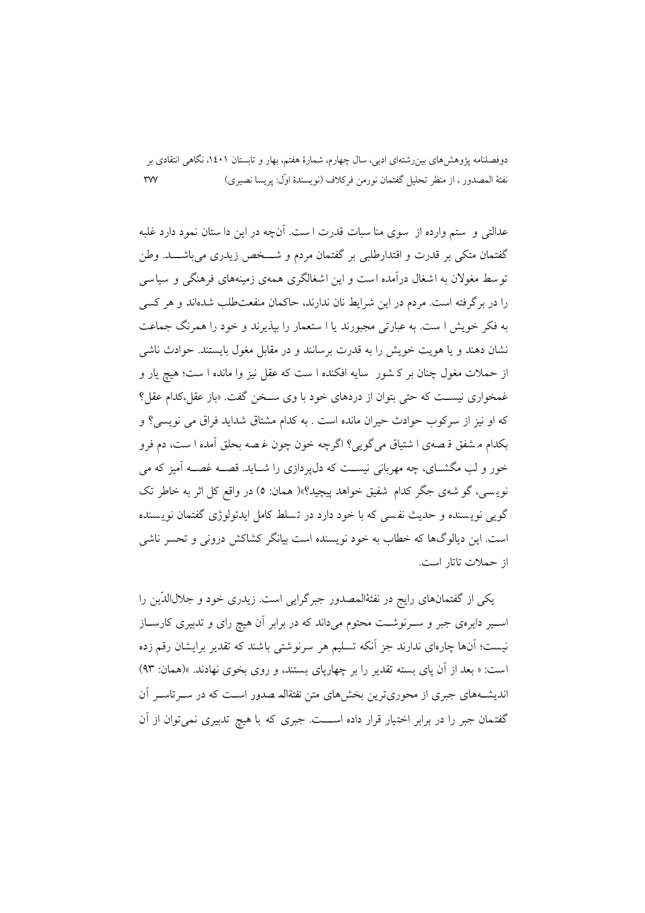عدالتی و ستم وارده از سوی مناسبات قدرت است. آن‌چه در این داستان نمود دارد غلبه گفتمان متکی بر قدرت و اقتدارطلبی بر گفتمان مردم و شخص زیدری می‌باشد. وطن توسط مغولان به اشغال درآمده است و این اشغالگری همه‌ی زمینه‌های فرهنگی و سیاسی را در برگرفته است. مردم در این شرایط نان ندارند، حاکمان منفعت‌طلب شده‌اند و هر کسی به فکر خویش است. به عبارتی مجبورند یا استعمار را بپذیرند و خود را همرنگ جماعت نشان دهند و یا هویت خویش را به قدرت برسانند و در مقابل مغول بایستند. حوادث ناشی از حملات مغول چنان بر کشور سایه افکنده است که عقل نیز وا مانده است؛ هیچ یار و غمخواری نیست که حتی بتوان از دردهای خود با وی سخن گفت. «باز عقل،کدام عقل؟ که او نیز از سرکوب حوادث حیران مانده است . به کدام مشتاق شداید فراق می نویسی؟ و بکدام مشفق قصه‌ی اشتیاق می‌گویی؟ اگرچه خون چون غصه بحلق آمده است، دم فرو خور و لب مگشای، چه مهربانی نیست که دل‌پردازی را شاید. قصه غصه آمیز که می نویسی، گوشه‌ی جگر کدام شفیق خواهد پیچید؟»( همان: ۵) در واقع کل اثر به خاطر تک گویی نویسنده و حدیث نفسی که با خود دارد در تسلط کامل ایدئولوژی گفتمان نویسنده است. این دیالوگ‌ها که خطاب به خود نویسنده است بیانگر کشاکش درونی و تحسر ناشی از حملات تاتار است.

یکی از گفتمان‌های رایج در نفثة‌المصدور جبرگرایی است. زیدری خود و جلال‌الدّین را اسیر دایره‌ی جبر و سرنوشت محتوم می‌داند که در برابر آن هیچ رای و تدبیری کارساز نیست؛ آن‌ها چاره‌ای ندارند جز آنکه تسلیم هر سرنوشتی باشند که تقدیر برایشان رقم زده است: « بعد از آن پای بسته تقدیر را بر چهارپای بستند، و روی بخوی نهادند. »(همان: ۹۳) اندیشه‌های جبری از محوری‌ترین بخش‌های متن نفثةالمصدور است که در سرتاسر آن گفتمان جبر را در برابر اختیار قرار داده است. جبری که با هیچ تدبیری نمی‌توان از آن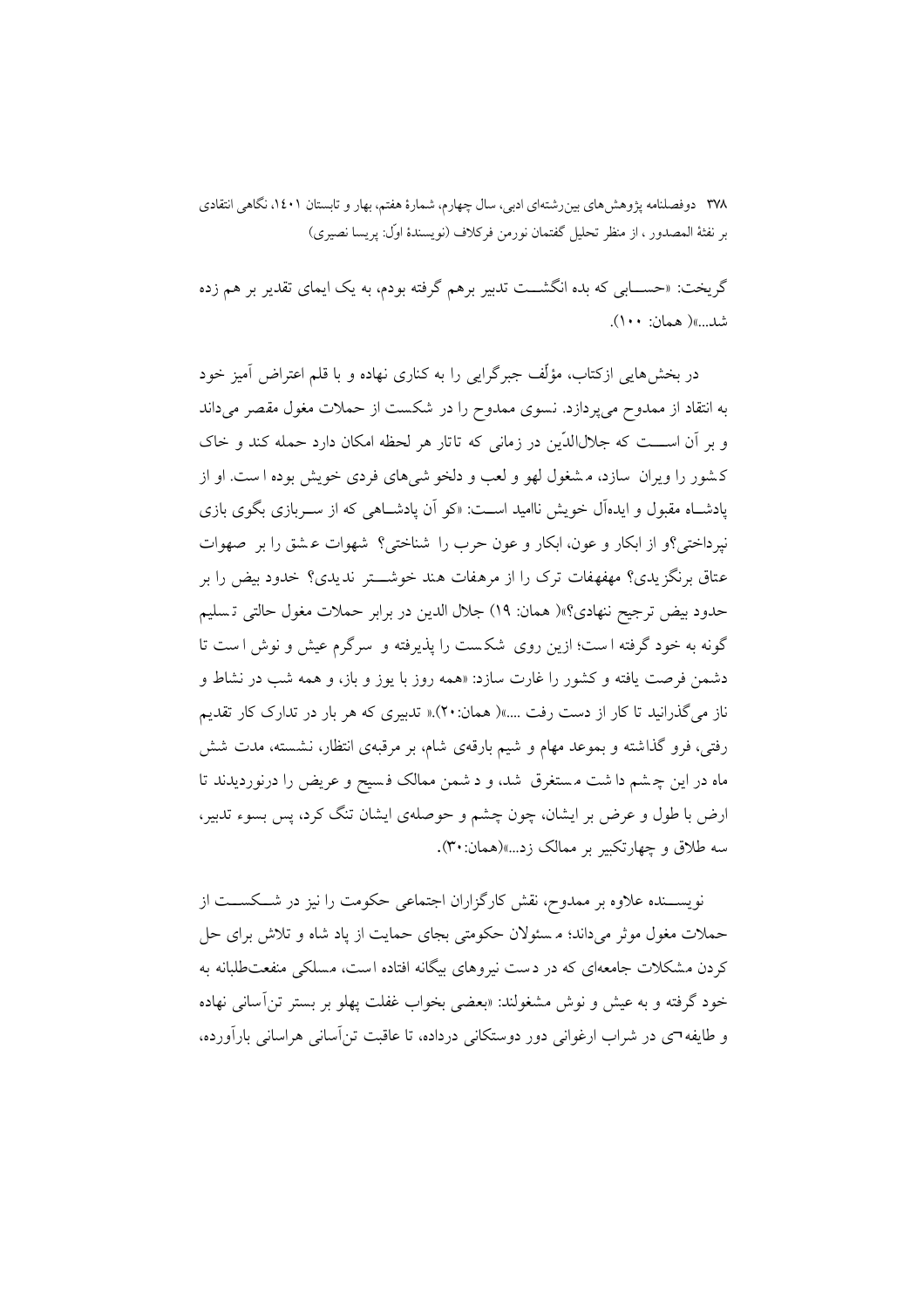گریخت: «حسابی که بده انگشت تدبیر برهم گرفته بودم، به یک ایمای تقدیر بر هم زده شد...»( همان: ۱۰۰).

در بخش‌هایی ازکتاب، مؤلّف جبرگرایی را به کناری نهاده و با قلم اعتراض آمیز خود به انتقاد از ممدوح می‌پردازد. نسوی ممدوح را در شکست از حملات مغول مقصر می‌داند و بر آن است که جلال‌الدّین در زمانی که تاتار هر لحظه امکان دارد حمله کند و خاک کشور را ویران سازد، مشغول لهو و لعب و دلخوشی‌های فردی خویش بوده است. او از پادشاه مقبول و ایده‌آل خویش ناامید است: «کو آن پادشاهی که از سربازی بگوی بازی نپرداختی؟و از ابکار و عون، ابکار و عون حرب را شناختی؟ شهوات عشق را بر صهوات عتاق برنگزیدی؟ مهفهفات ترک را از مرهفات هند خوشتر ندیدی؟ خدود بیض را بر حدود بیض ترجیح ننهادی؟»( همان: ۱۹) جلال الدین در برابر حملات مغول حالتی تسلیم گونه به خود گرفته است؛ ازین روی شکست را پذیرفته و سرگرم عیش و نوش است تا دشمن فرصت یافته و کشور را غارت سازد: «همه روز با یوز و باز، و همه شب در نشاط و ناز می‌گذرانید تا کار از دست رفت ....»( همان:۲۰).« تدبیری که هر بار در تدارک کار تقدیم رفتی، فرو گذاشته و بموعد مهام و شیم بارقه‌ی شام، بر مرقبه‌ی انتظار، نشسته، مدت شش ماه در این چشم داشت مستغرق شد، و دشمن ممالک فسیح و عریض را درنوردیدند تا ارض با طول و عرض بر ایشان، چون چشم و حوصله‌ی ایشان تنگ کرد، پس بسوء تدبیر، سه طلاق و چهارتکبیر بر ممالک زد...»(همان:۳۰).

نویسنده علاوه بر ممدوح، نقش کارگزاران اجتماعی حکومت را نیز در شکست از حملات مغول موثر می‌داند؛ مسئولان حکومتی بجای حمایت از پاد شاه و تلاش برای حل کردن مشکلات جامعه‌ای که در دست نیروهای بیگانه افتاده است، مسلکی منفعت‌طلبانه به خود گرفته و به عیش و نوش مشغولند: «بعضی بخواب غفلت پهلو بر بستر تن‌آسانی نهاده و طایفه‌ی در شراب ارغوانی دور دوستکانی درداده، تا عاقبت تن‌آسانی هراسانی بارآورده،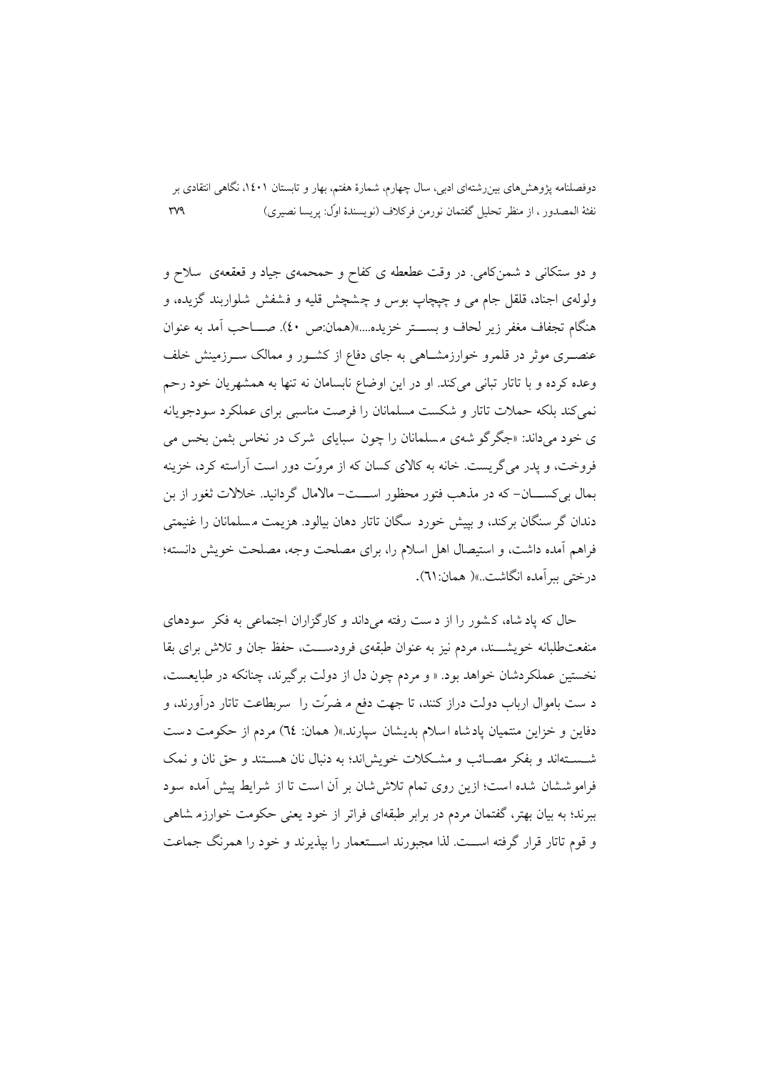و دو ستکانی د شمن‌کامی. در وقت عطعطه ی کفاح و حمحمه‌ی جیاد و قعقعه‌ی سلاح و ولوله‌ی اجناد، قلقل جام می و چپچاپ بوس و چشچش قلیه و فشفش شلواربند گزیده، و هنگام تجفاف مغفر زیر لحاف و بستر خزیده....»(همان:ص ٤٠). صاحب آمد به عنوان عنصری موثر در قلمرو خوارزمشاهی به جای دفاع از کشور و ممالک سرزمینش خلف وعده کرده و با تاتار تبانی می‌کند. او در این اوضاع نابسامان نه تنها به همشهریان خود رحم نمی‌کند بلکه حملات تاتار و شکست مسلمانان را فرصت مناسبی برای عملکرد سودجویانه ی خود می‌داند: «جگرگو شه‌ی مسلمانان را چون سبایای شرک در نخاس بثمن بخس می فروخت، و پدر می‌گریست. خانه به کالای کسان که از مروّت دور است آراسته کرد، خزینه بمال بی‌کسان- که در مذهب فتور محظور است- مالامال گردانید. خلالات ثغور از بن دندان گر سنگان برکند، و بپیش خورد سگان تاتار دهان بیالود. هزیمت مسلمانان را غنیمتی فراهم آمده داشت، و استیصال اهل اسلام را، برای مصلحت وجه، مصلحت خویش دانسته؛ درختی ببرآمده انگاشت..»( همان:٦١).

حال که پاد شاه، کشور را از د ست رفته می‌داند و کارگزاران اجتماعی به فکر سودهای منفعت‌طلبانه خویشند، مردم نیز به عنوان طبقه‌ی فرودست، حفظ جان و تلاش برای بقا نخستین عملکردشان خواهد بود. « و مردم چون دل از دولت برگیرند، چنانکه در طبایعست، د ست باموال ارباب دولت دراز کنند، تا جهت دفع م ضرّت را سربطاعت تاتار درآورند، و دفاین و خزاین منتمیان پادشاه اسلام بدیشان سپارند.»( همان: ٦٤) مردم از حکومت دست شسته‌اند و بفکر مصائب و مشکلات خویش‌اند؛ به دنبال نان هستند و حق نان و نمک فراموششان شده است؛ ازین روی تمام تلاش‌شان بر آن است تا از شرایط پیش آمده سود ببرند؛ به بیان بهتر، گفتمان مردم در برابر طبقه‌ای فراتر از خود یعنی حکومت خوارزم شاهی و قوم تاتار قرار گرفته است. لذا مجبورند استعمار را بپذیرند و خود را همرنگ جماعت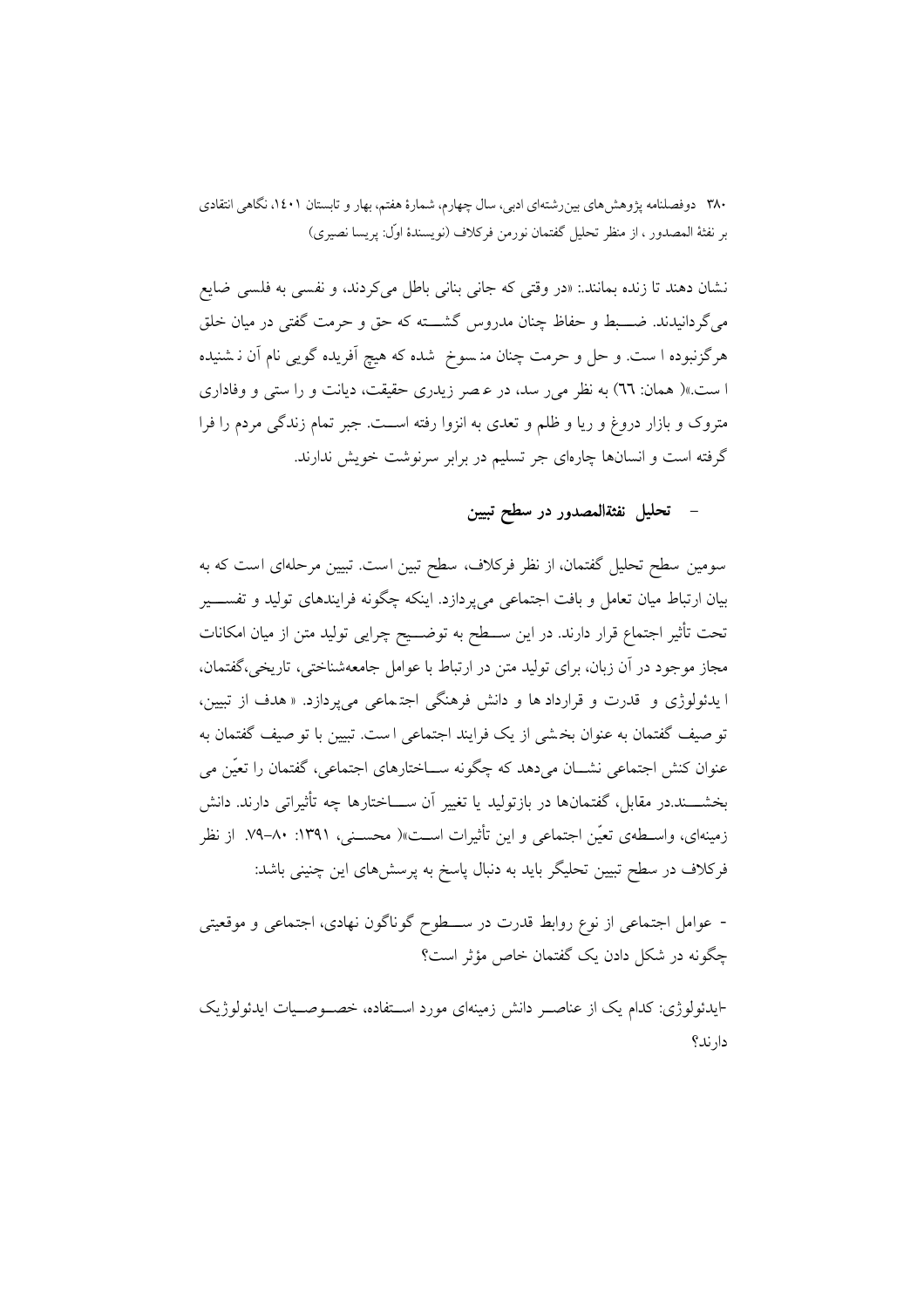نشان دهند تا زنده بمانند.: «در وقتی که جانی بنانی باطل می‌کردند، و نفسی به فلسی ضایع می‌گردانیدند. ضبط و حفاظ چنان مدروس گشته که حق و حرمت گفتی در میان خلق هرگزنبوده است. و حل و حرمت چنان منسوخ شده که هیچ آفریده گویی نام آن نشنیده است.»( همان: ٦٦) به نظر می‌رسد، در عصر زیدری حقیقت، دیانت و راستی و وفاداری متروک و بازار دروغ و ریا و ظلم و تعدی به انزوا رفته است. جبر تمام زندگی مردم را فرا گرفته است و انسان‌ها چاره‌ای جر تسلیم در برابر سرنوشت خویش ندارند.

## - تحلیل نفثةالمصدور در سطح تبیین

سومین سطح تحلیل گفتمان، از نظر فرکلاف، سطح تبین است. تبیین مرحله‌ای است که به بیان ارتباط میان تعامل و بافت اجتماعی می‌پردازد. اینکه چگونه فرایندهای تولید و تفسیر تحت تأثیر اجتماع قرار دارند. در این سطح به توضیح چرایی تولید متن از میان امکانات مجاز موجود در آن زبان، برای تولید متن در ارتباط با عوامل جامعه‌شناختی، تاریخی،گفتمان، ایدئولوژی و قدرت و قرارداد ها و دانش فرهنگی اجتماعی می‌پردازد. « هدف از تبیین، توصیف گفتمان به عنوان بخشی از یک فرایند اجتماعی است. تبیین با توصیف گفتمان به عنوان کنش اجتماعی نشان می‌دهد که چگونه ساختارهای اجتماعی، گفتمان را تعیّن می بخشند.در مقابل، گفتمان‌ها در بازتولید یا تغییر آن ساختارها چه تأثیراتی دارند. دانش زمینه‌ای، واسطه‌ی تعیّن اجتماعی و این تأثیرات است»( محسنی، ١٣٩١: ٨٠-٧٩. از نظر فرکلاف در سطح تبیین تحلیگر باید به دنبال پاسخ به پرسش‌های این چنینی باشد:

- عوامل اجتماعی از نوع روابط قدرت در سطوح گوناگون نهادی، اجتماعی و موقعیتی چگونه در شکل دادن یک گفتمان خاص مؤثر است؟

-ایدئولوژی: کدام یک از عناصر دانش زمینه‌ای مورد استفاده، خصوصیات ایدئولوژیک دارند؟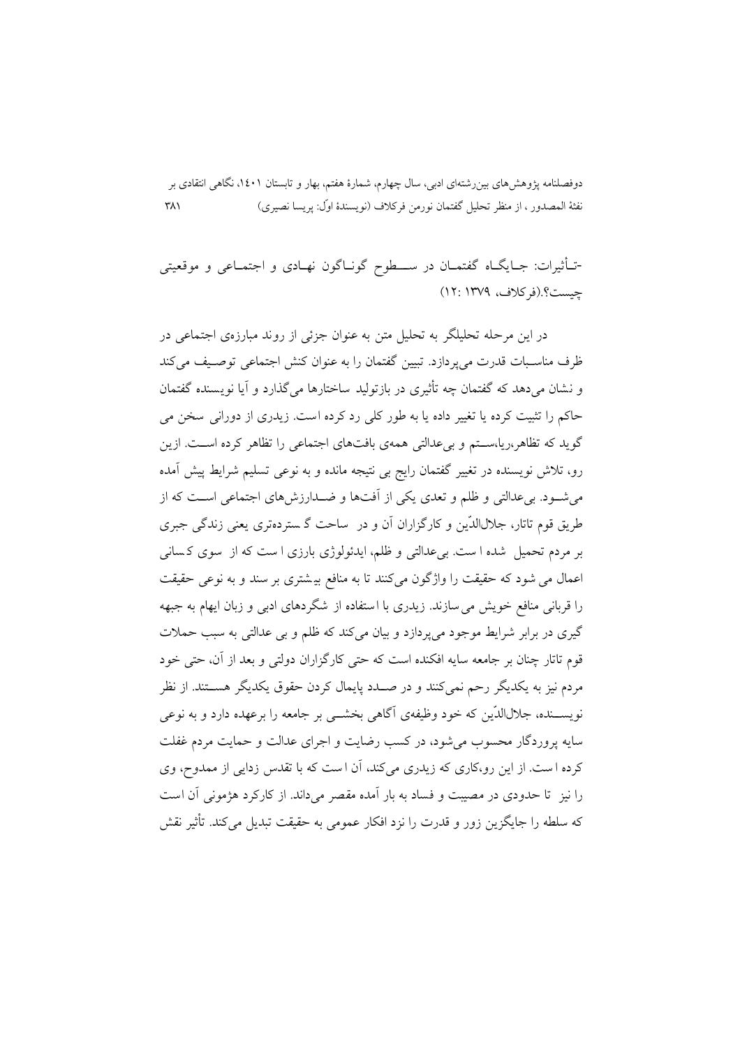-تأثیرات: جایگاه گفتمان در سطوح گوناگون نهادی و اجتماعی و موقعیتی چیست؟.(فرکلاف، ۱۳۷۹ :۱۲)

در این مرحله تحلیلگر به تحلیل متن به عنوان جزئی از روند مبارزه‌ی اجتماعی در ظرف مناسبات قدرت می‌پردازد. تبیین گفتمان را به عنوان کنش اجتماعی توصیف می‌کند و نشان می‌دهد که گفتمان چه تأثیری در بازتولید ساختارها می‌گذارد و آیا نویسنده گفتمان حاکم را تثبیت کرده یا تغییر داده یا به طور کلی رد کرده است. زیدری از دورانی سخن می گوید که تظاهر،ریا،ستم و بی‌عدالتی همه‌ی بافت‌های اجتماعی را تظاهر کرده است. ازین رو، تلاش نویسنده در تغییر گفتمان رایج بی نتیجه مانده و به نوعی تسلیم شرایط پیش آمده می‌شود. بی‌عدالتی و ظلم و تعدی یکی از آفت‌ها و ضدارزش‌های اجتماعی است که از طریق قوم تاتار، جلال‌الدّین و کارگزاران آن و در ساحت گسترده‌تری یعنی زندگی جبری بر مردم تحمیل شده است. بی‌عدالتی و ظلم، ایدئولوژی بارزی است که از سوی کسانی اعمال می شود که حقیقت را واژگون می‌کنند تا به منافع بیشتری بر سند و به نوعی حقیقت را قربانی منافع خویش می‌سازند. زیدری با استفاده از شگردهای ادبی و زبان ایهام به جبهه گیری در برابر شرایط موجود می‌پردازد و بیان می‌کند که ظلم و بی عدالتی به سبب حملات قوم تاتار چنان بر جامعه سایه افکنده است که حتی کارگزاران دولتی و بعد از آن، حتی خود مردم نیز به یکدیگر رحم نمی‌کنند و در صدد پایمال کردن حقوق یکدیگر هستند. از نظر نویسنده، جلال‌الدّین که خود وظیفه‌ی آگاهی بخشی بر جامعه را برعهده دارد و به نوعی سایه پروردگار محسوب می‌شود، در کسب رضایت و اجرای عدالت و حمایت مردم غفلت کرده است. از این رو،کاری که زیدری می‌کند، آن است که با تقدس زدایی از ممدوح، وی را نیز تا حدودی در مصیبت و فساد به بار آمده مقصر می‌داند. از کارکرد هژمونی آن است که سلطه را جایگزین زور و قدرت را نزد افکار عمومی به حقیقت تبدیل می‌کند. تأثیر نقش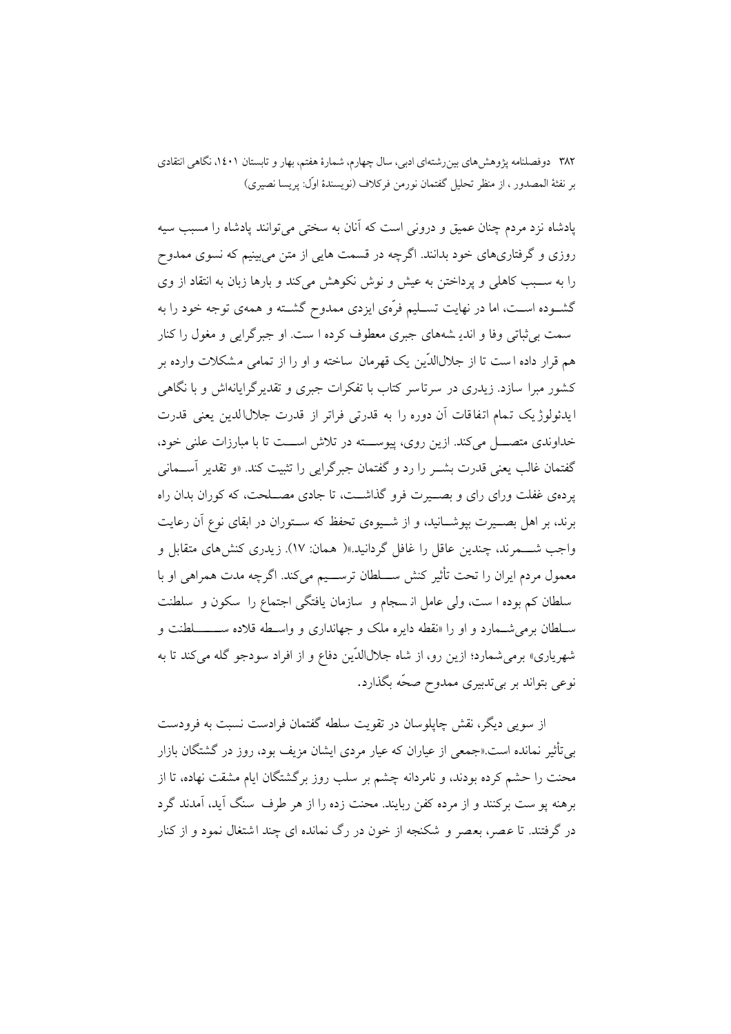پادشاه نزد مردم چنان عمیق و درونی است که آنان به سختی می‌توانند پادشاه را مسبب سیه روزی و گرفتاری‌های خود بدانند. اگرچه در قسمت هایی از متن می‌بینیم که نسوی ممدوح را به سبب کاهلی و پرداختن به عیش و نوش نکوهش می‌کند و بارها زبان به انتقاد از وی گشوده است، اما در نهایت تسلیم فرّه‌ی ایزدی ممدوح گشته و همه‌ی توجه خود را به سمت بی‌ثباتی وفا و اندیشه‌های جبری معطوف کرده است. او جبرگرایی و مغول را کنار هم قرار داده است تا از جلال‌الدّین یک قهرمان ساخته و او را از تمامی مشکلات وارده بر کشور مبرا سازد. زیدری در سرتاسر کتاب با تفکرات جبری و تقدیرگرایانه‌اش و با نگاهی ایدئولوژیک تمام اتفاقات آن دوره را به قدرتی فراتر از قدرت جلال‌الدین یعنی قدرت خداوندی متصل می‌کند. ازین روی، پیوسته در تلاش است تا با مبارزات علنی خود، گفتمان غالب یعنی قدرت بشر را رد و گفتمان جبرگرایی را تثبیت کند. «و تقدیر آسمانی پرده‌ی غفلت ورای رای و بصیرت فرو گذاشت، تا جادی مصلحت، که کوران بدان راه برند، بر اهل بصیرت بپوشانید، و از شیوه‌ی تحفظ که ستوران در ابقای نوع آن رعایت واجب شمرند، چندین عاقل را غافل گردانید.»( همان: ۱۷). زیدری کنش‌های متقابل و معمول مردم ایران را تحت تأثیر کنش سلطان ترسیم می‌کند. اگرچه مدت همراهی او با سلطان کم بوده است، ولی عامل انسجام و سازمان یافتگی اجتماع را سکون و سلطنت سلطان برمی‌شمارد و او را «نقطه دایره ملک و جهانداری و واسطه قلاده سلطنت و شهریاری» برمی‌شمارد؛ ازین رو، از شاه جلال‌الدّین دفاع و از افراد سودجو گله می‌کند تا به نوعی بتواند بر بی‌تدبیری ممدوح صحّه بگذارد.

از سویی دیگر، نقش چاپلوسان در تقویت سلطه گفتمان فرادست نسبت به فرودست بی‌تأثیر نمانده است.«جمعی از عیاران که عیار مردی ایشان مزیف بود، روز در گشتگان بازار محنت را حشم کرده بودند، و نامردانه چشم بر سلب روز برگشتگان ایام مشقت نهاده، تا از برهنه پوست برکنند و از مرده کفن ربایند. محنت زده را از هر طرف سنگ آید، آمدند گرد در گرفتند. تا عصر، بعصر و شکنجه از خون در رگ نمانده ای چند اشتغال نمود و از کنار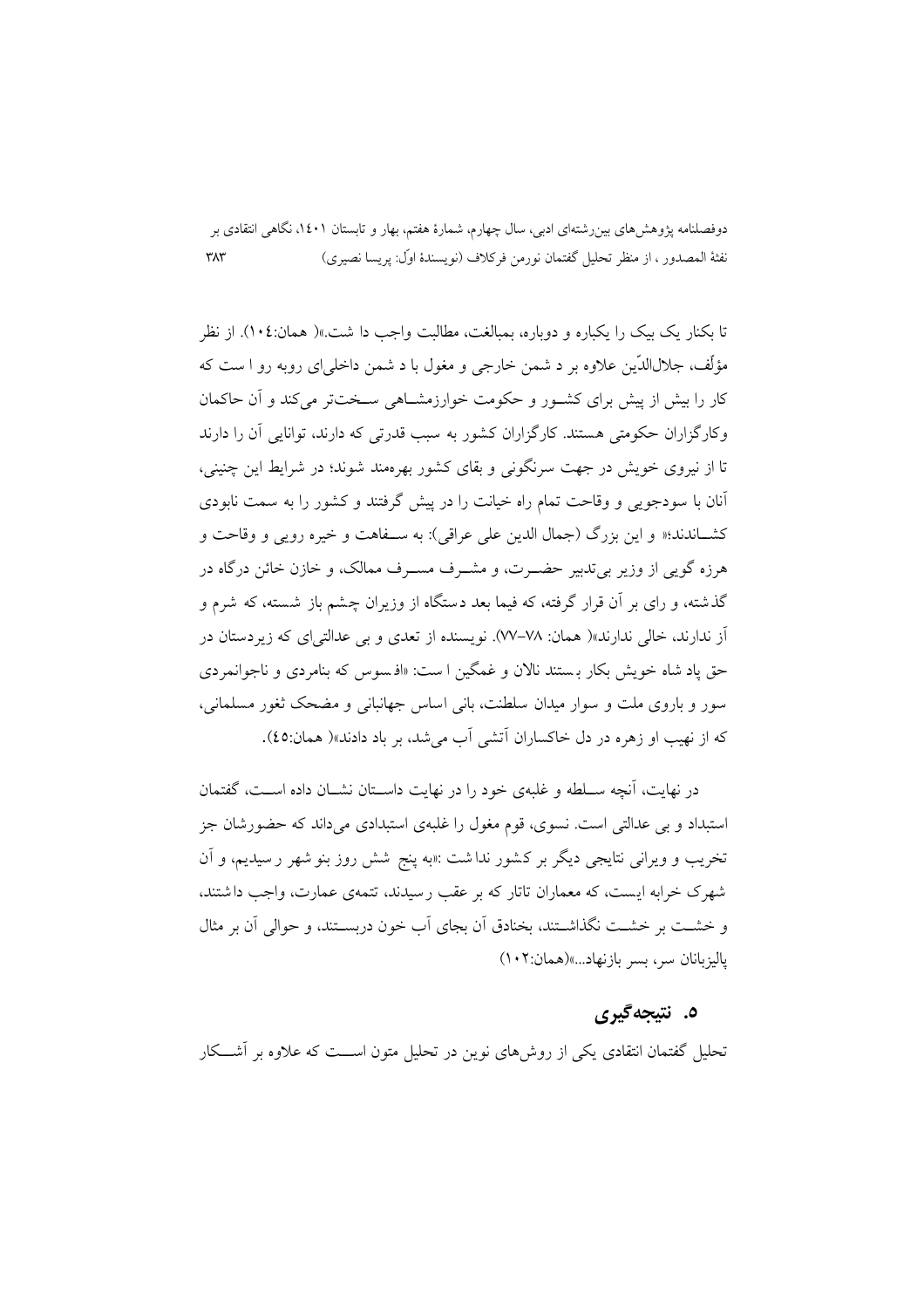تا بکنار یک بیک را یکباره و دوباره، بمبالغت، مطالبت واجب دا شت.»( همان:۱۰۴). از نظر مؤلِّف، جلال‌الدّین علاوه بر د شمن خارجی و مغول با د شمن داخلی‌ای روبه رو ا ست که کار را بیش از پیش برای کشور و حکومت خوارزمشاهی سخت‌تر می‌کند و آن حاکمان وکارگزاران حکومتی هستند. کارگزاران کشور به سبب قدرتی که دارند، توانایی آن را دارند تا از نیروی خویش در جهت سرنگونی و بقای کشور بهره‌مند شوند؛ در شرایط این چنینی، آنان با سودجویی و وقاحت تمام راه خیانت را در پیش گرفتند و کشور را به سمت نابودی کشاندند؛« و این بزرگ (جمال الدین علی عراقی): به سفاهت و خیره رویی و وقاحت و هرزه گویی از وزیر بی‌تدبیر حضرت، و مشرف مسرف ممالک، و خازن خائن درگاه در گذشته، و رای بر آن قرار گرفته، که فیما بعد دستگاه از وزیران چشم باز شسته، که شرم و آز ندارند، خالی ندارند»( همان: ۷۸–۷۷). نویسنده از تعدی و بی عدالتی‌ای که زیردستان در حق پاد شاه خویش بکار بستند نالان و غمگین ا ست: «افسوس که بنامردی و ناجوانمردی سور و باروی ملت و سوار میدان سلطنت، بانی اساس جهانبانی و مضحک ثغور مسلمانی، که از نهیب او زهره در دل خاکساران آتشی آب می‌شد، بر باد دادند»( همان:۴۵).

در نهایت، آنچه سلطه و غلبه‌ی خود را در نهایت داستان نشان داده است، گفتمان استبداد و بی عدالتی است. نسوی، قوم مغول را غلبه‌ی استبدادی می‌داند که حضورشان جز تخریب و ویرانی نتایجی دیگر بر کشور نداشت :«به پنج  شش روز بنو شهر رسیدیم، و آن شهرک خرابه ایست، که معماران تاتار که بر عقب رسیدند، تتمه‌ی عمارت، واجب داشتند، و خشت بر خشت نگذاشتند، بخنادق آن بجای آب خون دربستند، و حوالی آن بر مثال پالیزبانان سر، بسر بازنهاد...»(همان:۱۰۲)

## ۵. نتیجه‌گیری

تحلیل گفتمان انتقادی یکی از روش‌های نوین در تحلیل متون است که علاوه بر آشکار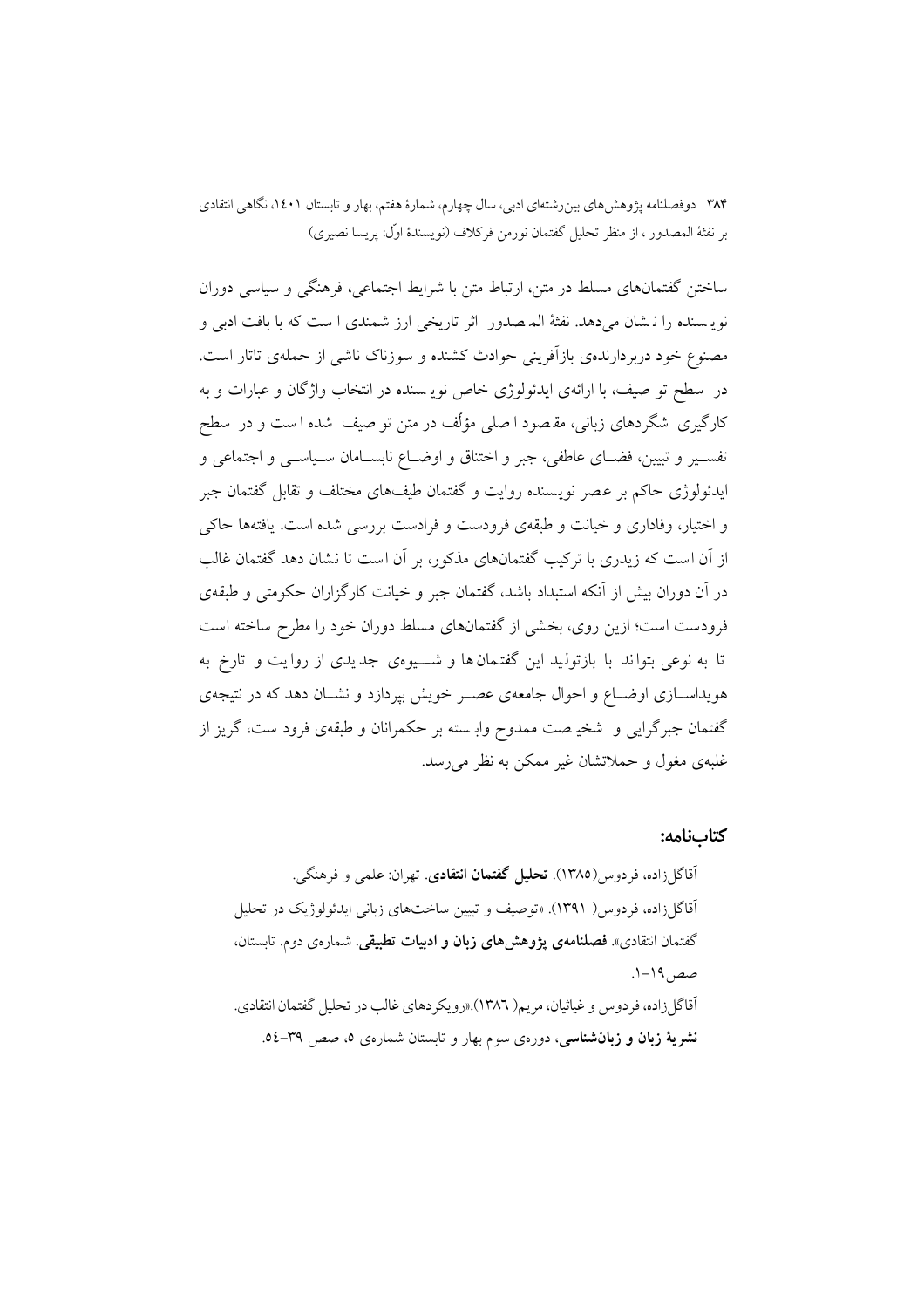ساختن گفتمان‌های مسلط در متن، ارتباط متن با شرایط اجتماعی، فرهنگی و سیاسی دوران نویسنده را نشان می‌دهد. نفثة المصدور اثر تاریخی ارزشمندی است که با بافت ادبی و مصنوع خود دربردارنده‌ی بازآفرینی حوادث کشنده و سوزناک ناشی از حمله‌ی تاتار است. در سطح توصیف، با ارائه‌ی ایدئولوژی خاص نویسنده در انتخاب واژگان و عبارات و به کارگیری شگردهای زبانی، مقصود اصلی مؤلف در متن توصیف شده است و در سطح تفسیر و تبیین، فضای عاطفی، جبر و اختناق و اوضاع نابسامان سیاسی و اجتماعی و ایدئولوژی حاکم بر عصر نویسنده روایت و گفتمان طیف‌های مختلف و تقابل گفتمان جبر و اختیار، وفاداری و خیانت و طبقه‌ی فرودست و فرادست بررسی شده است. یافته‌ها حاکی از آن است که زیدری با ترکیب گفتمان‌های مذکور، بر آن است تا نشان دهد گفتمان غالب در آن دوران بیش از آنکه استبداد باشد، گفتمان جبر و خیانت کارگزاران حکومتی و طبقه‌ی فرودست است؛ ازین روی، بخشی از گفتمان‌های مسلط دوران خود را مطرح ساخته است تا به نوعی بتواند با بازتولید این گفتمان‌ها و شیوه‌ی جدیدی از روایت و تارخ به هویداسازی اوضاع و احوال جامعه‌ی عصر خویش بپردازد و نشان دهد که در نتیجه‌ی گفتمان جبرگرایی و شخصیت ممدوح وابسته بر حکمرانان و طبقه‌ی فرودست، گریز از غلبه‌ی مغول و حملاتشان غیر ممکن به نظر می‌رسد.

## کتاب‌نامه:

آقاگل‌زاده، فردوس(۱۳۸۵). **تحلیل گفتمان انتقادی**. تهران: علمی و فرهنگی.

آقاگل‌زاده، فردوس( ۱۳۹۱). «توصیف و تبیین ساخت‌های زبانی ایدئولوژیک در تحلیل گفتمان انتقادی». **فصلنامه‌ی پژوهش‌های زبان و ادبیات تطبیقی**. شماره‌ی دوم. تابستان، صص ۱۹-۱.

آقاگل‌زاده، فردوس و غیاثیان، مریم( ۱۳۸٦).«رویکردهای غالب در تحلیل گفتمان انتقادی. **نشریهٔ زبان و زبان‌شناسی**، دوره‌ی سوم بهار و تابستان شماره‌ی ۵، صص ۳۹-٥٤.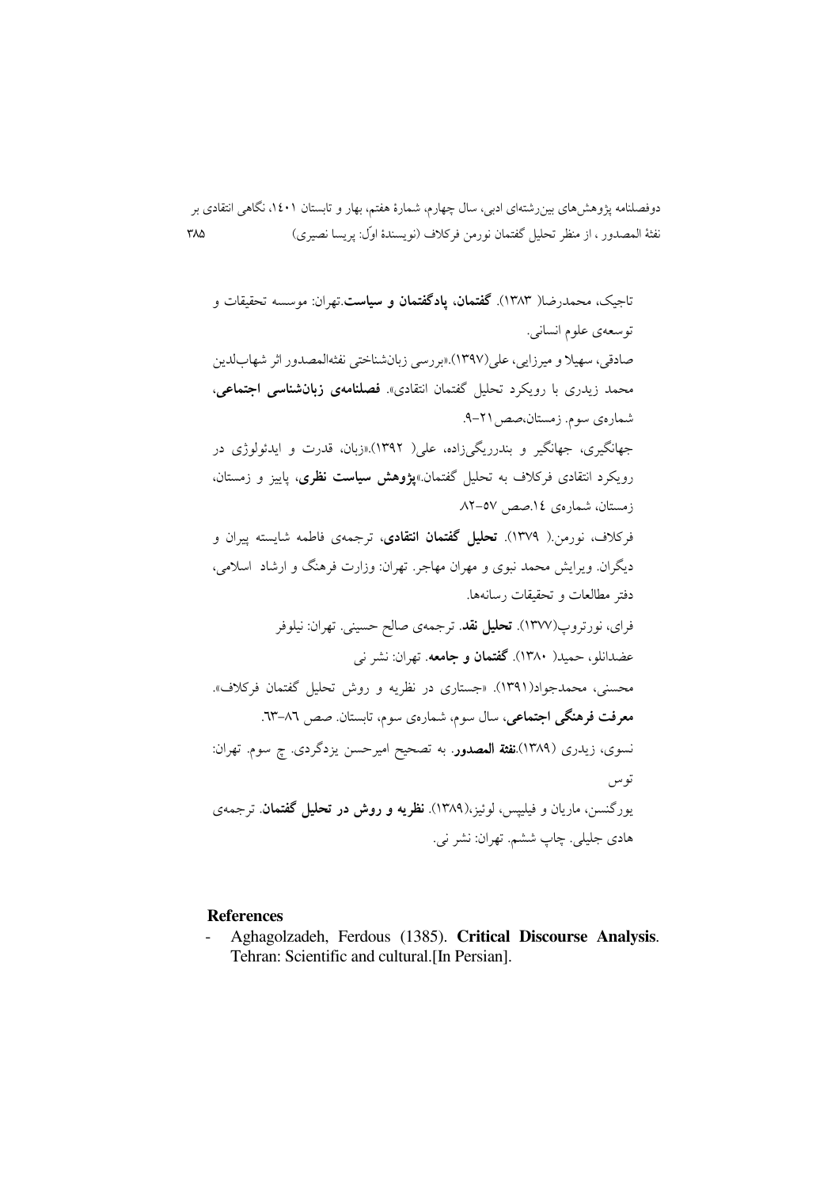تاجیک، محمدرضا( ۱۳۸۳). **گفتمان، پادگفتمان و سیاست**.تهران: موسسه تحقیقات و توسعه‌ی علوم انسانی.

صادقی، سهیلا و میرزایی، علی(۱۳۹۷).«بررسی زبان‌شناختی نفثه‌المصدور اثر شهاب‌لدین محمد زیدری با رویکرد تحلیل گفتمان انتقادی». **فصلنامه‌ی زبان‌شناسی اجتماعی**، شماره‌ی سوم. زمستان،صص ۲۱-۹.

جهانگیری، جهانگیر و بندریگی‌زاده، علی( ۱۳۹۲).«زبان، قدرت و ایدئولوژی در رویکرد انتقادی فرکلاف به تحلیل گفتمان.»**پژوهش سیاست نظری**، پاییز و زمستان، زمستان، شماره‌ی ١٤.صص ٥٧-٨٢.

فرکلاف، نورمن.( ۱۳۷۹). **تحلیل گفتمان انتقادی**، ترجمه‌ی فاطمه شایسته پیران و دیگران. ویرایش محمد نبوی و مهران مهاجر. تهران: وزارت فرهنگ و ارشاد اسلامی، دفتر مطالعات و تحقیقات رسانه‌ها.

فرای، نورتروپ(۱۳۷۷). **تحلیل نقد**. ترجمه‌ی صالح حسینی. تهران: نیلوفر

عضدانلو، حمید( ۱۳۸۰). **گفتمان و جامعه**. تهران: نشر نی

محسنی، محمدجواد(۱۳۹۱). «جستاری در نظریه و روش تحلیل گفتمان فرکلاف». **معرفت فرهنگی اجتماعی**، سال سوم، شماره‌ی سوم، تابستان. صص ٨٦-٦٣.

نسوی، زیدری (۱۳۸۹).**نفثة المصدور**. به تصحیح امیرحسن یزدگردی. چ سوم. تهران: توس

یورگنسن، ماریان و فیلیپس، لوئیز،(۱۳۸۹). **نظریه و روش در تحلیل گفتمان**. ترجمه‌ی هادی جلیلی. چاپ ششم. تهران: نشر نی.

## References

- Aghagolzadeh, Ferdous (1385). **Critical Discourse Analysis**. Tehran: Scientific and cultural.[In Persian].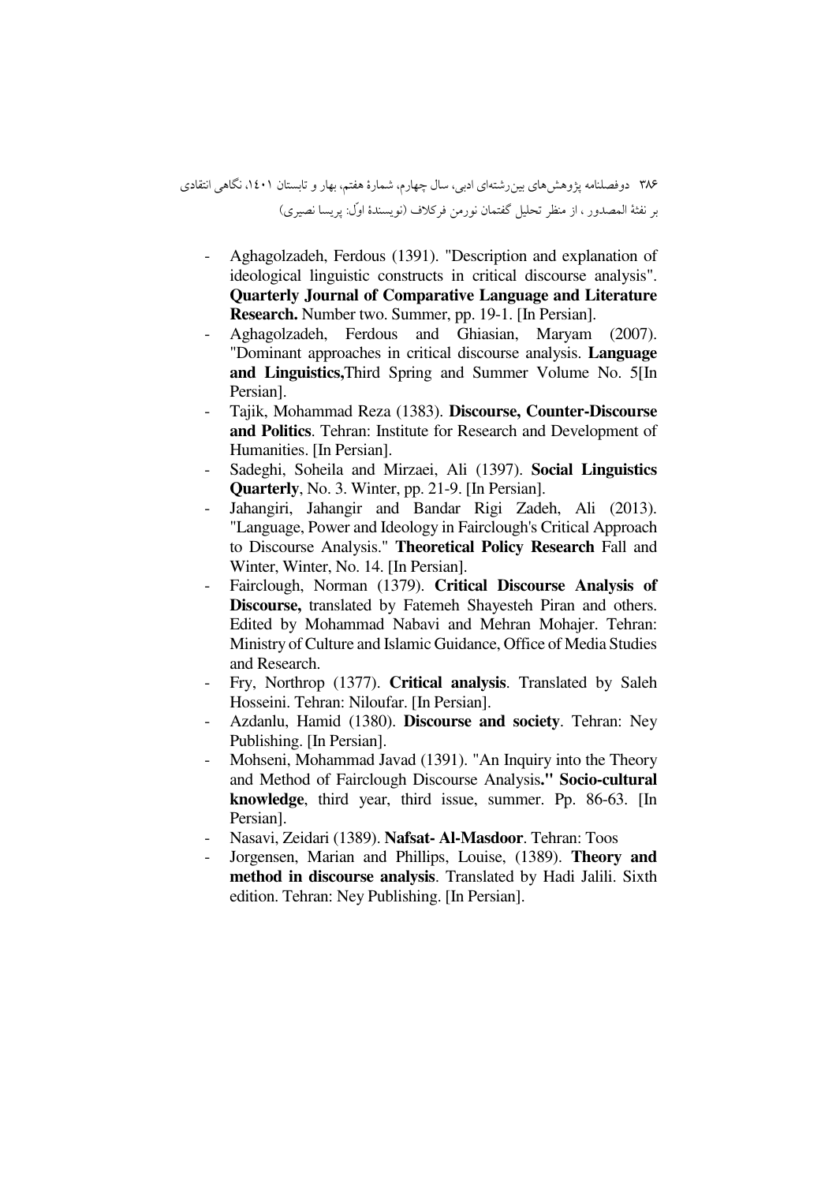- Aghagolzadeh, Ferdous (1391). "Description and explanation of ideological linguistic constructs in critical discourse analysis". **Quarterly Journal of Comparative Language and Literature Research.** Number two. Summer, pp. 19-1. [In Persian].
- Aghagolzadeh, Ferdous and Ghiasian, Maryam (2007). "Dominant approaches in critical discourse analysis. **Language and Linguistics,**Third Spring and Summer Volume No. 5[In Persian].
- Tajik, Mohammad Reza (1383). **Discourse, Counter-Discourse and Politics**. Tehran: Institute for Research and Development of Humanities. [In Persian].
- Sadeghi, Soheila and Mirzaei, Ali (1397). **Social Linguistics Quarterly**, No. 3. Winter, pp. 21-9. [In Persian].
- Jahangiri, Jahangir and Bandar Rigi Zadeh, Ali (2013). "Language, Power and Ideology in Fairclough's Critical Approach to Discourse Analysis." **Theoretical Policy Research** Fall and Winter, Winter, No. 14. [In Persian].
- Fairclough, Norman (1379). **Critical Discourse Analysis of Discourse,** translated by Fatemeh Shayesteh Piran and others. Edited by Mohammad Nabavi and Mehran Mohajer. Tehran: Ministry of Culture and Islamic Guidance, Office of Media Studies and Research.
- Fry, Northrop (1377). **Critical analysis**. Translated by Saleh Hosseini. Tehran: Niloufar. [In Persian].
- Azdanlu, Hamid (1380). **Discourse and society**. Tehran: Ney Publishing. [In Persian].
- Mohseni, Mohammad Javad (1391). "An Inquiry into the Theory and Method of Fairclough Discourse Analysis**." Socio-cultural knowledge**, third year, third issue, summer. Pp. 86-63. [In Persian].
- Nasavi, Zeidari (1389). **Nafsat- Al-Masdoor**. Tehran: Toos
- Jorgensen, Marian and Phillips, Louise, (1389). **Theory and method in discourse analysis**. Translated by Hadi Jalili. Sixth edition. Tehran: Ney Publishing. [In Persian].